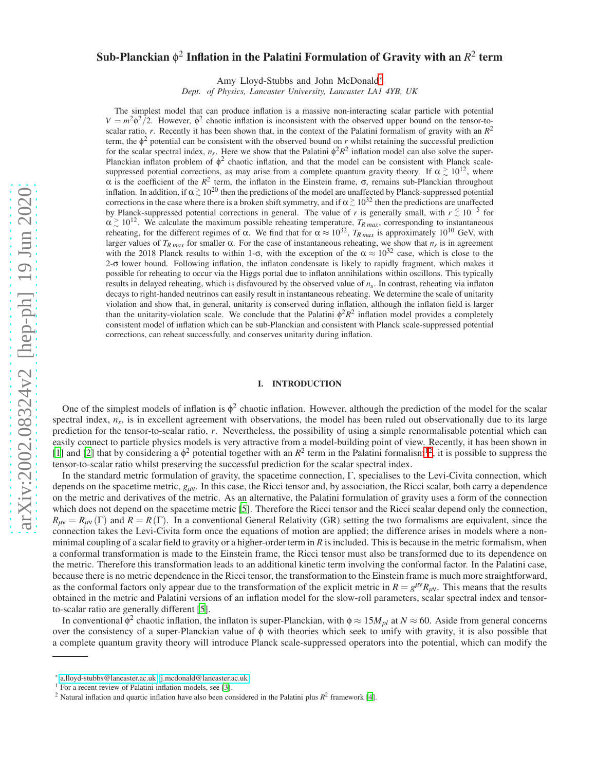# Sub-Planckian $\phi^2$ Inflation in the Palatini Formulation of Gravity with an $R^2$ term

Amy Lloyd-Stubbs and John McDonald*

*Dept. of Physics, Lancaster University, Lancaster LA1 4YB, UK*

The simplest model that can produce inflation is a massive non-interacting scalar particle with potential $V = m^2\phi^2/2$. However, $\phi^2$ chaotic inflation is inconsistent with the observed upper bound on the tensor-to-scalar ratio, $r$. Recently it has been shown that, in the context of the Palatini formalism of gravity with an $R^2$ term, the $\phi^2$ potential can be consistent with the observed bound on $r$ whilst retaining the successful prediction for the scalar spectral index, $n_s$. Here we show that the Palatini $\phi^2 R^2$ inflation model can also solve the super-Planckian inflaton problem of $\phi^2$ chaotic inflation, and that the model can be consistent with Planck scale-suppressed potential corrections, as may arise from a complete quantum gravity theory. If $\alpha \gtrsim 10^{12}$, where $\alpha$ is the coefficient of the $R^2$ term, the inflaton in the Einstein frame, $\sigma$, remains sub-Planckian throughout inflation. In addition, if $\alpha \gtrsim 10^{20}$ then the predictions of the model are unaffected by Planck-suppressed potential corrections in the case where there is a broken shift symmetry, and if $\alpha \gtrsim 10^{32}$ then the predictions are unaffected by Planck-suppressed potential corrections in general. The value of $r$ is generally small, with $r \lesssim 10^{-5}$ for $\alpha \gtrsim 10^{12}$. We calculate the maximum possible reheating temperature, $T_{R\,max}$, corresponding to instantaneous reheating, for the different regimes of $\alpha$. We find that for $\alpha \approx 10^{32}$, $T_{R\,max}$ is approximately $10^{10}$ GeV, with larger values of $T_{R\,max}$ for smaller $\alpha$. For the case of instantaneous reheating, we show that $n_s$ is in agreement with the 2018 Planck results to within 1-$\sigma$, with the exception of the $\alpha \approx 10^{32}$ case, which is close to the 2-$\sigma$ lower bound. Following inflation, the inflaton condensate is likely to rapidly fragment, which makes it possible for reheating to occur via the Higgs portal due to inflaton annihilations within oscillons. This typically results in delayed reheating, which is disfavoured by the observed value of $n_s$. In contrast, reheating via inflaton decays to right-handed neutrinos can easily result in instantaneous reheating. We determine the scale of unitarity violation and show that, in general, unitarity is conserved during inflation, although the inflaton field is larger than the unitarity-violation scale. We conclude that the Palatini $\phi^2 R^2$ inflation model provides a completely consistent model of inflation which can be sub-Planckian and consistent with Planck scale-suppressed potential corrections, can reheat successfully, and conserves unitarity during inflation.

## I. INTRODUCTION

One of the simplest models of inflation is $\phi^2$ chaotic inflation. However, although the prediction of the model for the scalar spectral index, $n_s$, is in excellent agreement with observations, the model has been ruled out observationally due to its large prediction for the tensor-to-scalar ratio, $r$. Nevertheless, the possibility of using a simple renormalisable potential which can easily connect to particle physics models is very attractive from a model-building point of view. Recently, it has been shown in [1] and [2] that by considering a $\phi^2$ potential together with an $R^2$ term in the Palatini formalism[1,2], it is possible to suppress the tensor-to-scalar ratio whilst preserving the successful prediction for the scalar spectral index.

In the standard metric formulation of gravity, the spacetime connection, $\Gamma$, specialises to the Levi-Civita connection, which depends on the spacetime metric, $g_{\mu\nu}$. In this case, the Ricci tensor and, by association, the Ricci scalar, both carry a dependence on the metric and derivatives of the metric. As an alternative, the Palatini formulation of gravity uses a form of the connection which does not depend on the spacetime metric [5]. Therefore the Ricci tensor and the Ricci scalar depend only the connection, $R_{\mu\nu} = R_{\mu\nu}(\Gamma)$ and $R = R(\Gamma)$. In a conventional General Relativity (GR) setting the two formalisms are equivalent, since the connection takes the Levi-Civita form once the equations of motion are applied; the difference arises in models where a non-minimal coupling of a scalar field to gravity or a higher-order term in $R$ is included. This is because in the metric formalism, when a conformal transformation is made to the Einstein frame, the Ricci tensor must also be transformed due to its dependence on the metric. Therefore this transformation leads to an additional kinetic term involving the conformal factor. In the Palatini case, because there is no metric dependence in the Ricci tensor, the transformation to the Einstein frame is much more straightforward, as the conformal factors only appear due to the transformation of the explicit metric in $R = g^{\mu\nu}R_{\mu\nu}$. This means that the results obtained in the metric and Palatini versions of an inflation model for the slow-roll parameters, scalar spectral index and tensor-to-scalar ratio are generally different [5].

In conventional $\phi^2$ chaotic inflation, the inflaton is super-Planckian, with $\phi \approx 15 M_{pl}$ at $N \approx 60$. Aside from general concerns over the consistency of a super-Planckian value of $\phi$ with theories which seek to unify with gravity, it is also possible that a complete quantum gravity theory will introduce Planck scale-suppressed operators into the potential, which can modify the

---

* a.lloyd-stubbs@lancaster.ac.uk, j.mcdonald@lancaster.ac.uk

[1] For a recent review of Palatini inflation models, see [3].

[2] Natural inflation and quartic inflation have also been considered in the Palatini plus $R^2$ framework [4].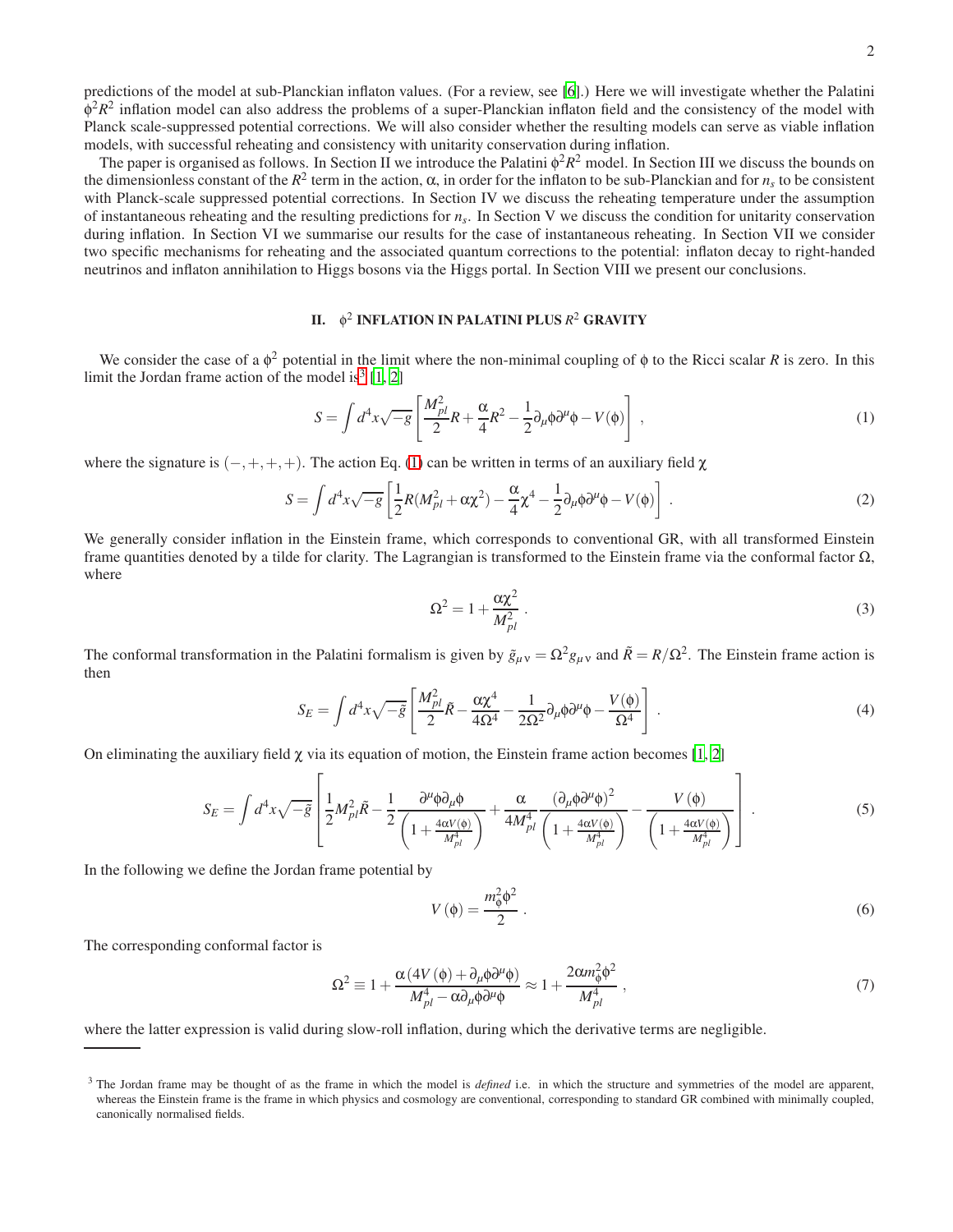predictions of the model at sub-Planckian inflaton values. (For a review, see [6].) Here we will investigate whether the Palatini $\phi^2 R^2$ inflation model can also address the problems of a super-Planckian inflaton field and the consistency of the model with Planck scale-suppressed potential corrections. We will also consider whether the resulting models can serve as viable inflation models, with successful reheating and consistency with unitarity conservation during inflation.

The paper is organised as follows. In Section II we introduce the Palatini $\phi^2 R^2$ model. In Section III we discuss the bounds on the dimensionless constant of the $R^2$ term in the action, $\alpha$, in order for the inflaton to be sub-Planckian and for $n_s$ to be consistent with Planck-scale suppressed potential corrections. In Section IV we discuss the reheating temperature under the assumption of instantaneous reheating and the resulting predictions for $n_s$. In Section V we discuss the condition for unitarity conservation during inflation. In Section VI we summarise our results for the case of instantaneous reheating. In Section VII we consider two specific mechanisms for reheating and the associated quantum corrections to the potential: inflaton decay to right-handed neutrinos and inflaton annihilation to Higgs bosons via the Higgs portal. In Section VIII we present our conclusions.

## II. $\phi^2$ INFLATION IN PALATINI PLUS $R^2$ GRAVITY

We consider the case of a $\phi^2$ potential in the limit where the non-minimal coupling of $\phi$ to the Ricci scalar $R$ is zero. In this limit the Jordan frame action of the model is[3] [1, 2]

$$S = \int d^4x \sqrt{-g} \left[ \frac{M_{pl}^2}{2} R + \frac{\alpha}{4} R^2 - \frac{1}{2} \partial_\mu \phi \partial^\mu \phi - V(\phi) \right] , \tag{1}$$

where the signature is $(-,+,+,+)$. The action Eq. (1) can be written in terms of an auxiliary field $\chi$

$$S = \int d^4x \sqrt{-g} \left[ \frac{1}{2} R (M_{pl}^2 + \alpha \chi^2) - \frac{\alpha}{4} \chi^4 - \frac{1}{2} \partial_\mu \phi \partial^\mu \phi - V(\phi) \right] . \tag{2}$$

We generally consider inflation in the Einstein frame, which corresponds to conventional GR, with all transformed Einstein frame quantities denoted by a tilde for clarity. The Lagrangian is transformed to the Einstein frame via the conformal factor $\Omega$, where

$$\Omega^2 = 1 + \frac{\alpha \chi^2}{M_{pl}^2} . \tag{3}$$

The conformal transformation in the Palatini formalism is given by $\tilde{g}_{\mu\nu} = \Omega^2 g_{\mu\nu}$ and $\tilde{R} = R/\Omega^2$. The Einstein frame action is then

$$S_E = \int d^4x \sqrt{-\tilde{g}} \left[ \frac{M_{pl}^2}{2} \tilde{R} - \frac{\alpha \chi^4}{4\Omega^4} - \frac{1}{2\Omega^2} \partial_\mu \phi \partial^\mu \phi - \frac{V(\phi)}{\Omega^4} \right] . \tag{4}$$

On eliminating the auxiliary field $\chi$ via its equation of motion, the Einstein frame action becomes [1, 2]

$$S_E = \int d^4x \sqrt{-\tilde{g}} \left[ \frac{1}{2} M_{pl}^2 \tilde{R} - \frac{1}{2} \frac{\partial^\mu \phi \partial_\mu \phi}{\left(1 + \frac{4\alpha V(\phi)}{M_{pl}^4}\right)} + \frac{\alpha}{4M_{pl}^4} \frac{\left(\partial_\mu \phi \partial^\mu \phi\right)^2}{\left(1 + \frac{4\alpha V(\phi)}{M_{pl}^4}\right)} - \frac{V(\phi)}{\left(1 + \frac{4\alpha V(\phi)}{M_{pl}^4}\right)} \right] . \tag{5}$$

In the following we define the Jordan frame potential by

$$V(\phi) = \frac{m_\phi^2 \phi^2}{2} . \tag{6}$$

The corresponding conformal factor is

$$\Omega^2 \equiv 1 + \frac{\alpha \left(4V(\phi) + \partial_\mu \phi \partial^\mu \phi\right)}{M_{pl}^4 - \alpha \partial_\mu \phi \partial^\mu \phi} \approx 1 + \frac{2\alpha m_\phi^2 \phi^2}{M_{pl}^4} , \tag{7}$$

where the latter expression is valid during slow-roll inflation, during which the derivative terms are negligible.

---

[3] The Jordan frame may be thought of as the frame in which the model is *defined* i.e. in which the structure and symmetries of the model are apparent, whereas the Einstein frame is the frame in which physics and cosmology are conventional, corresponding to standard GR combined with minimally coupled, canonically normalised fields.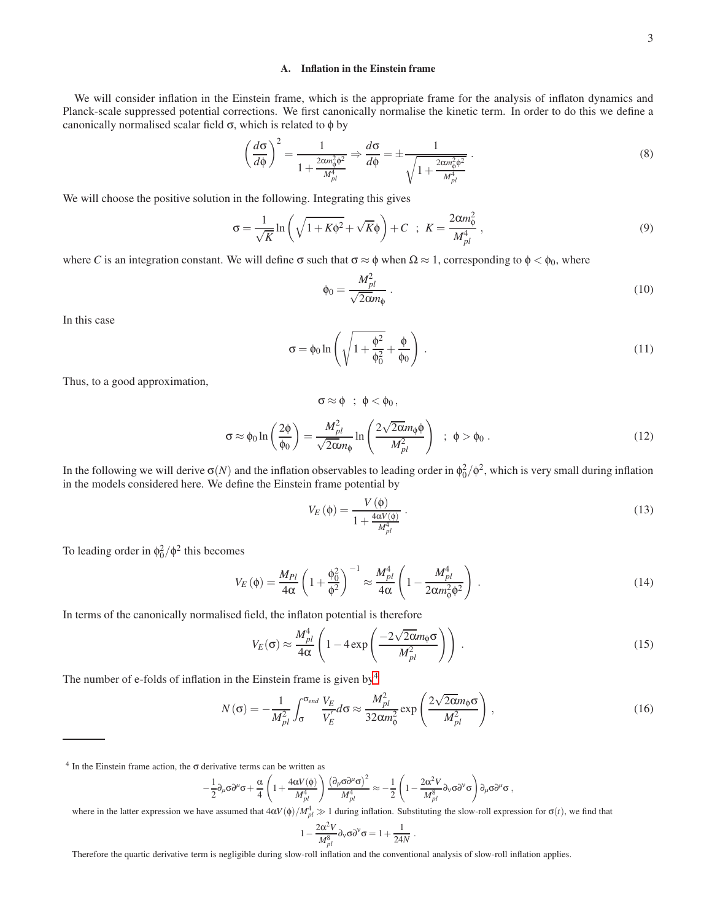### A. Inflation in the Einstein frame

We will consider inflation in the Einstein frame, which is the appropriate frame for the analysis of inflaton dynamics and Planck-scale suppressed potential corrections. We first canonically normalise the kinetic term. In order to do this we define a canonically normalised scalar field $\sigma$, which is related to $\phi$ by

$$\left(\frac{d\sigma}{d\phi}\right)^2 = \frac{1}{1+\frac{2\alpha m_\phi^2\phi^2}{M_{pl}^4}} \Rightarrow \frac{d\sigma}{d\phi} = \pm\frac{1}{\sqrt{1+\frac{2\alpha m_\phi^2\phi^2}{M_{pl}^4}}} . \tag{8}$$

We will choose the positive solution in the following. Integrating this gives

$$\sigma = \frac{1}{\sqrt{K}}\ln\left(\sqrt{1+K\phi^2}+\sqrt{K}\phi\right)+C \;\; ; \; K = \frac{2\alpha m_\phi^2}{M_{pl}^4} , \tag{9}$$

where $C$ is an integration constant. We will define $\sigma$ such that $\sigma \approx \phi$ when $\Omega \approx 1$, corresponding to $\phi < \phi_0$, where

$$\phi_0 = \frac{M_{pl}^2}{\sqrt{2\alpha}m_\phi} . \tag{10}$$

In this case

$$\sigma = \phi_0 \ln\left(\sqrt{1+\frac{\phi^2}{\phi_0^2}}+\frac{\phi}{\phi_0}\right) . \tag{11}$$

Thus, to a good approximation,

$$\sigma \approx \phi \;\; ; \; \phi < \phi_0 ,$$

$$\sigma \approx \phi_0 \ln\left(\frac{2\phi}{\phi_0}\right) = \frac{M_{pl}^2}{\sqrt{2\alpha}m_\phi}\ln\left(\frac{2\sqrt{2\alpha}m_\phi\phi}{M_{pl}^2}\right) \;\; ; \; \phi > \phi_0 . \tag{12}$$

In the following we will derive $\sigma(N)$ and the inflation observables to leading order in $\phi_0^2/\phi^2$, which is very small during inflation in the models considered here. We define the Einstein frame potential by

$$V_E(\phi) = \frac{V(\phi)}{1+\frac{4\alpha V(\phi)}{M_{pl}^4}} . \tag{13}$$

To leading order in $\phi_0^2/\phi^2$ this becomes

$$V_E(\phi) = \frac{M_{Pl}}{4\alpha}\left(1+\frac{\phi_0^2}{\phi^2}\right)^{-1} \approx \frac{M_{pl}^4}{4\alpha}\left(1-\frac{M_{pl}^4}{2\alpha m_\phi^2\phi^2}\right) . \tag{14}$$

In terms of the canonically normalised field, the inflaton potential is therefore

$$V_E(\sigma) \approx \frac{M_{pl}^4}{4\alpha}\left(1-4\exp\left(\frac{-2\sqrt{2\alpha}m_\phi\sigma}{M_{pl}^2}\right)\right) . \tag{15}$$

The number of e-folds of inflation in the Einstein frame is given by[4]

$$N(\sigma) = -\frac{1}{M_{pl}^2}\int_\sigma^{\sigma_{end}}\frac{V_E}{V_E'}d\sigma \approx \frac{M_{pl}^2}{32\alpha m_\phi^2}\exp\left(\frac{2\sqrt{2\alpha}m_\phi\sigma}{M_{pl}^2}\right) , \tag{16}$$

[4] In the Einstein frame action, the $\sigma$ derivative terms can be written as

$$-\frac{1}{2}\partial_\mu\sigma\partial^\mu\sigma+\frac{\alpha}{4}\left(1+\frac{4\alpha V(\phi)}{M_{pl}^4}\right)\frac{\left(\partial_\mu\sigma\partial^\mu\sigma\right)^2}{M_{pl}^4} \approx -\frac{1}{2}\left(1-\frac{2\alpha^2 V}{M_{pl}^8}\partial_\nu\sigma\partial^\nu\sigma\right)\partial_\mu\sigma\partial^\mu\sigma ,$$

where in the latter expression we have assumed that $4\alpha V(\phi)/M_{pl}^4 \gg 1$ during inflation. Substituting the slow-roll expression for $\sigma(t)$, we find that

$$1-\frac{2\alpha^2 V}{M_{pl}^8}\partial_\nu\sigma\partial^\nu\sigma = 1+\frac{1}{24N} .$$

Therefore the quartic derivative term is negligible during slow-roll inflation and the conventional analysis of slow-roll inflation applies.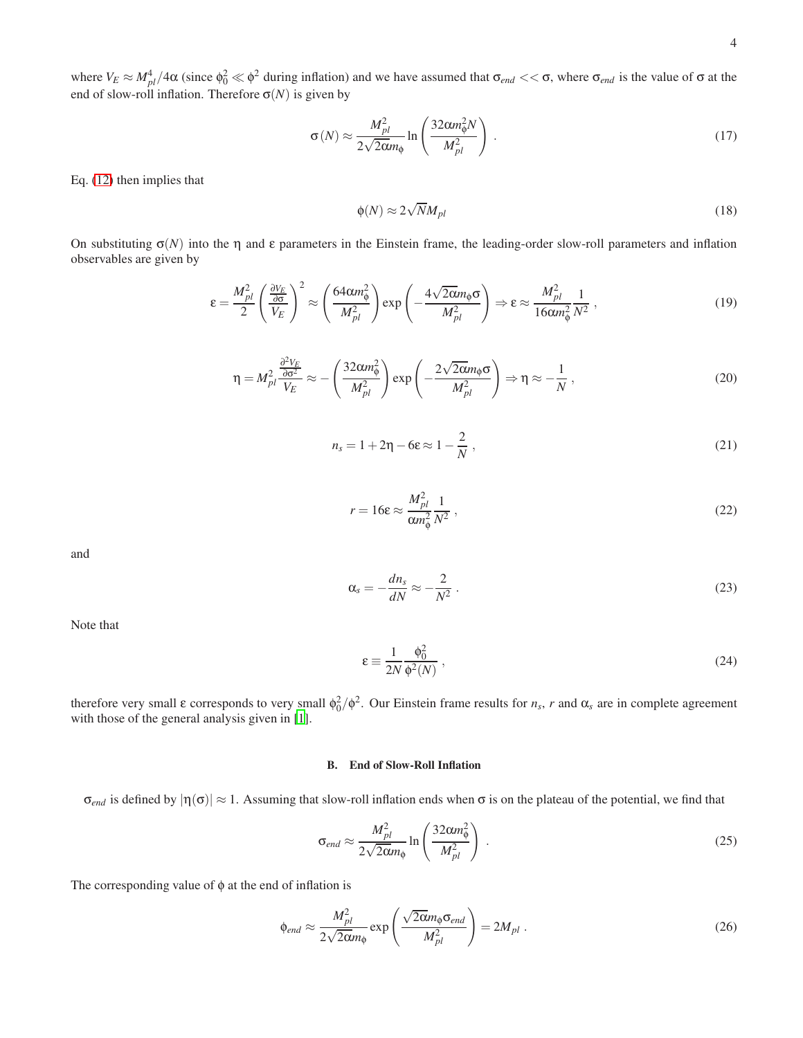where $V_E \approx M_{pl}^4/4\alpha$ (since $\phi_0^2 \ll \phi^2$ during inflation) and we have assumed that $\sigma_{end} << \sigma$, where $\sigma_{end}$ is the value of $\sigma$ at the end of slow-roll inflation. Therefore $\sigma(N)$ is given by

$$\sigma(N) \approx \frac{M_{pl}^2}{2\sqrt{2\alpha}m_\phi} \ln\left(\frac{32\alpha m_\phi^2 N}{M_{pl}^2}\right) . \tag{17}$$

Eq. (12) then implies that

$$\phi(N) \approx 2\sqrt{N} M_{pl} \tag{18}$$

On substituting $\sigma(N)$ into the $\eta$ and $\varepsilon$ parameters in the Einstein frame, the leading-order slow-roll parameters and inflation observables are given by

$$\varepsilon = \frac{M_{pl}^2}{2}\left(\frac{\frac{\partial V_E}{\partial \sigma}}{V_E}\right)^2 \approx \left(\frac{64\alpha m_\phi^2}{M_{pl}^2}\right) \exp\left(-\frac{4\sqrt{2\alpha}m_\phi \sigma}{M_{pl}^2}\right) \Rightarrow \varepsilon \approx \frac{M_{pl}^2}{16\alpha m_\phi^2}\frac{1}{N^2} , \tag{19}$$

$$\eta = M_{pl}^2 \frac{\frac{\partial^2 V_E}{\partial \sigma^2}}{V_E} \approx -\left(\frac{32\alpha m_\phi^2}{M_{pl}^2}\right) \exp\left(-\frac{2\sqrt{2\alpha}m_\phi \sigma}{M_{pl}^2}\right) \Rightarrow \eta \approx -\frac{1}{N} , \tag{20}$$

$$n_s = 1 + 2\eta - 6\varepsilon \approx 1 - \frac{2}{N} , \tag{21}$$

$$r = 16\varepsilon \approx \frac{M_{pl}^2}{\alpha m_\phi^2}\frac{1}{N^2} , \tag{22}$$

and

$$\alpha_s = -\frac{dn_s}{dN} \approx -\frac{2}{N^2} . \tag{23}$$

Note that

$$\varepsilon \equiv \frac{1}{2N}\frac{\phi_0^2}{\phi^2(N)} , \tag{24}$$

therefore very small $\varepsilon$ corresponds to very small $\phi_0^2/\phi^2$. Our Einstein frame results for $n_s$, $r$ and $\alpha_s$ are in complete agreement with those of the general analysis given in [1].

### B. End of Slow-Roll Inflation

$\sigma_{end}$ is defined by $|\eta(\sigma)| \approx 1$. Assuming that slow-roll inflation ends when $\sigma$ is on the plateau of the potential, we find that

$$\sigma_{end} \approx \frac{M_{pl}^2}{2\sqrt{2\alpha}m_\phi} \ln\left(\frac{32\alpha m_\phi^2}{M_{pl}^2}\right) . \tag{25}$$

The corresponding value of $\phi$ at the end of inflation is

$$\phi_{end} \approx \frac{M_{pl}^2}{2\sqrt{2\alpha}m_\phi} \exp\left(\frac{\sqrt{2\alpha}m_\phi \sigma_{end}}{M_{pl}^2}\right) = 2M_{pl} . \tag{26}$$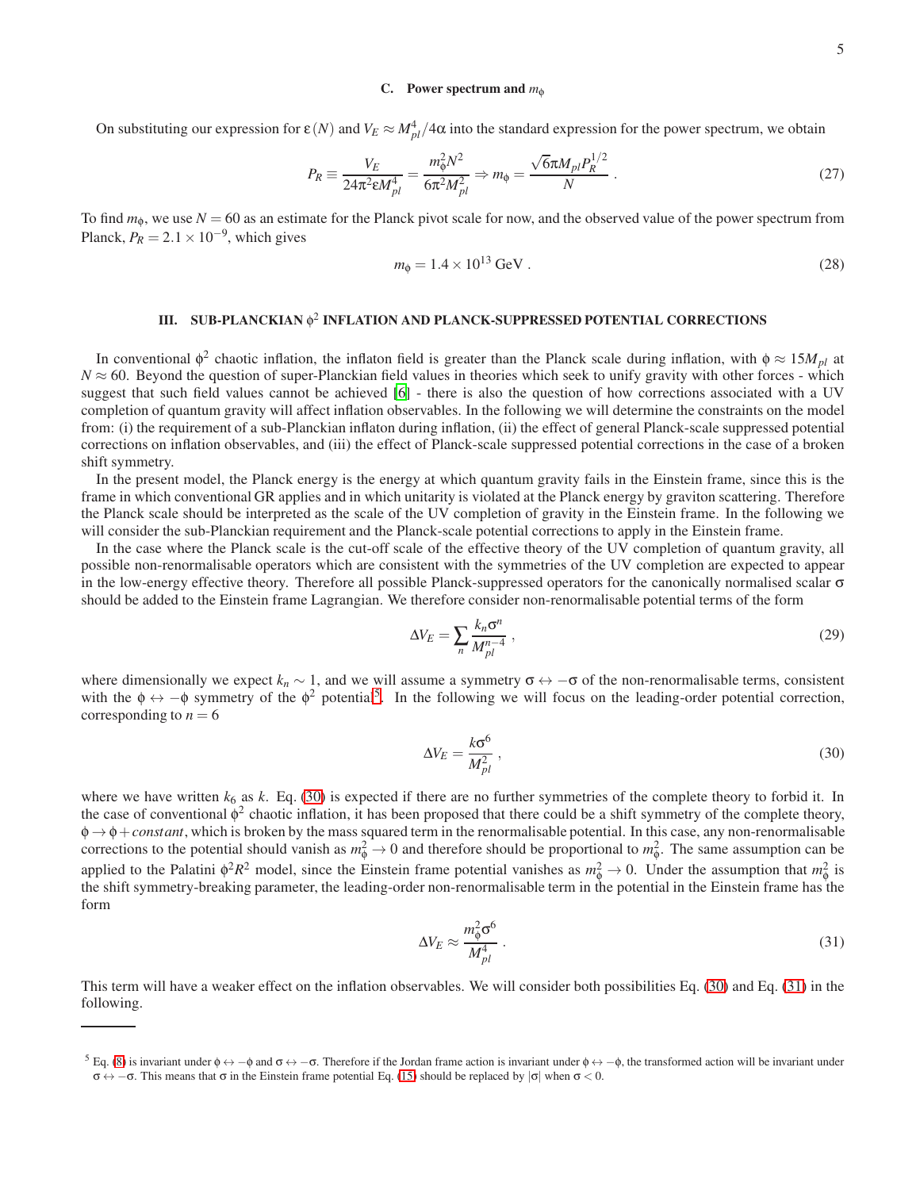### C. Power spectrum and $m_\phi$

On substituting our expression for $\epsilon(N)$ and $V_E \approx M_{pl}^4/4\alpha$ into the standard expression for the power spectrum, we obtain

$$P_R \equiv \frac{V_E}{24\pi^2 \epsilon M_{pl}^4} = \frac{m_\phi^2 N^2}{6\pi^2 M_{pl}^2} \Rightarrow m_\phi = \frac{\sqrt{6}\pi M_{pl} P_R^{1/2}}{N} \ . \tag{27}$$

To find $m_\phi$, we use $N = 60$ as an estimate for the Planck pivot scale for now, and the observed value of the power spectrum from Planck, $P_R = 2.1 \times 10^{-9}$, which gives

$$m_\phi = 1.4 \times 10^{13} \text{ GeV} \ . \tag{28}$$

## III. SUB-PLANCKIAN $\phi^2$ INFLATION AND PLANCK-SUPPRESSED POTENTIAL CORRECTIONS

In conventional $\phi^2$ chaotic inflation, the inflaton field is greater than the Planck scale during inflation, with $\phi \approx 15 M_{pl}$ at $N \approx 60$. Beyond the question of super-Planckian field values in theories which seek to unify gravity with other forces - which suggest that such field values cannot be achieved [6] - there is also the question of how corrections associated with a UV completion of quantum gravity will affect inflation observables. In the following we will determine the constraints on the model from: (i) the requirement of a sub-Planckian inflaton during inflation, (ii) the effect of general Planck-scale suppressed potential corrections on inflation observables, and (iii) the effect of Planck-scale suppressed potential corrections in the case of a broken shift symmetry.

In the present model, the Planck energy is the energy at which quantum gravity fails in the Einstein frame, since this is the frame in which conventional GR applies and in which unitarity is violated at the Planck energy by graviton scattering. Therefore the Planck scale should be interpreted as the scale of the UV completion of gravity in the Einstein frame. In the following we will consider the sub-Planckian requirement and the Planck-scale potential corrections to apply in the Einstein frame.

In the case where the Planck scale is the cut-off scale of the effective theory of the UV completion of quantum gravity, all possible non-renormalisable operators which are consistent with the symmetries of the UV completion are expected to appear in the low-energy effective theory. Therefore all possible Planck-suppressed operators for the canonically normalised scalar $\sigma$ should be added to the Einstein frame Lagrangian. We therefore consider non-renormalisable potential terms of the form

$$\Delta V_E = \sum_n \frac{k_n \sigma^n}{M_{pl}^{n-4}} \ , \tag{29}$$

where dimensionally we expect $k_n \sim 1$, and we will assume a symmetry $\sigma \leftrightarrow -\sigma$ of the non-renormalisable terms, consistent with the $\phi \leftrightarrow -\phi$ symmetry of the $\phi^2$ potential[5]. In the following we will focus on the leading-order potential correction, corresponding to $n = 6$

$$\Delta V_E = \frac{k \sigma^6}{M_{pl}^2} \ , \tag{30}$$

where we have written $k_6$ as $k$. Eq. (30) is expected if there are no further symmetries of the complete theory to forbid it. In the case of conventional $\phi^2$ chaotic inflation, it has been proposed that there could be a shift symmetry of the complete theory, $\phi \rightarrow \phi + constant$, which is broken by the mass squared term in the renormalisable potential. In this case, any non-renormalisable corrections to the potential should vanish as $m_\phi^2 \rightarrow 0$ and therefore should be proportional to $m_\phi^2$. The same assumption can be applied to the Palatini $\phi^2 R^2$ model, since the Einstein frame potential vanishes as $m_\phi^2 \rightarrow 0$. Under the assumption that $m_\phi^2$ is the shift symmetry-breaking parameter, the leading-order non-renormalisable term in the potential in the Einstein frame has the form

$$\Delta V_E \approx \frac{m_\phi^2 \sigma^6}{M_{pl}^4} \ . \tag{31}$$

This term will have a weaker effect on the inflation observables. We will consider both possibilities Eq. (30) and Eq. (31) in the following.

---

[5] Eq. (8) is invariant under $\phi \leftrightarrow -\phi$ and $\sigma \leftrightarrow -\sigma$. Therefore if the Jordan frame action is invariant under $\phi \leftrightarrow -\phi$, the transformed action will be invariant under $\sigma \leftrightarrow -\sigma$. This means that $\sigma$ in the Einstein frame potential Eq. (15) should be replaced by $|\sigma|$ when $\sigma < 0$.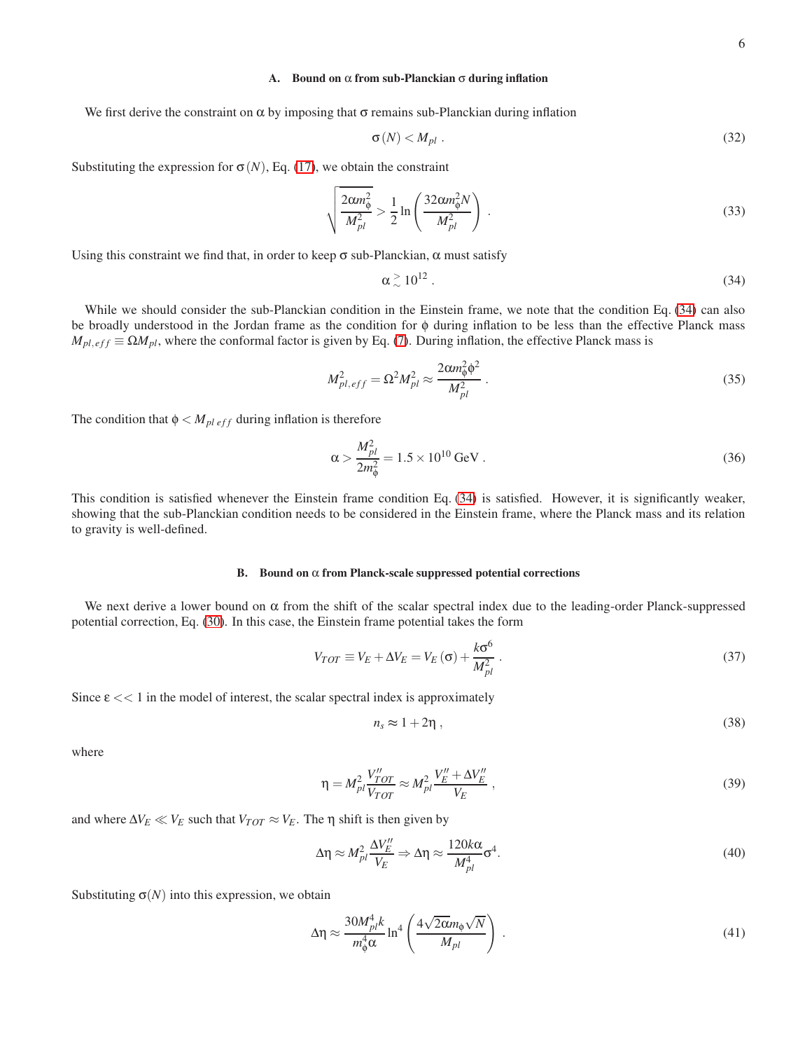### A. Bound on $\alpha$ from sub-Planckian $\sigma$ during inflation

We first derive the constraint on $\alpha$ by imposing that $\sigma$ remains sub-Planckian during inflation

$$\sigma(N) < M_{pl} \ . \tag{32}$$

Substituting the expression for $\sigma(N)$, Eq. (17), we obtain the constraint

$$\sqrt{\frac{2\alpha m_\phi^2}{M_{pl}^2}} > \frac{1}{2}\ln\left(\frac{32\alpha m_\phi^2 N}{M_{pl}^2}\right) \ . \tag{33}$$

Using this constraint we find that, in order to keep $\sigma$ sub-Planckian, $\alpha$ must satisfy

$$\alpha \gtrsim 10^{12} \ . \tag{34}$$

While we should consider the sub-Planckian condition in the Einstein frame, we note that the condition Eq. (34) can also be broadly understood in the Jordan frame as the condition for $\phi$ during inflation to be less than the effective Planck mass $M_{pl,eff} \equiv \Omega M_{pl}$, where the conformal factor is given by Eq. (7). During inflation, the effective Planck mass is

$$M_{pl,eff}^2 = \Omega^2 M_{pl}^2 \approx \frac{2\alpha m_\phi^2 \phi^2}{M_{pl}^2} \ . \tag{35}$$

The condition that $\phi < M_{pl\ eff}$ during inflation is therefore

$$\alpha > \frac{M_{pl}^2}{2m_\phi^2} = 1.5\times 10^{10}\ \mathrm{GeV} \ . \tag{36}$$

This condition is satisfied whenever the Einstein frame condition Eq. (34) is satisfied. However, it is significantly weaker, showing that the sub-Planckian condition needs to be considered in the Einstein frame, where the Planck mass and its relation to gravity is well-defined.

### B. Bound on $\alpha$ from Planck-scale suppressed potential corrections

We next derive a lower bound on $\alpha$ from the shift of the scalar spectral index due to the leading-order Planck-suppressed potential correction, Eq. (30). In this case, the Einstein frame potential takes the form

$$V_{TOT} \equiv V_E + \Delta V_E = V_E(\sigma) + \frac{k\sigma^6}{M_{pl}^2} \ . \tag{37}$$

Since $\epsilon << 1$ in the model of interest, the scalar spectral index is approximately

$$n_s \approx 1 + 2\eta \ , \tag{38}$$

where

$$\eta = M_{pl}^2 \frac{V_{TOT}''}{V_{TOT}} \approx M_{pl}^2 \frac{V_E'' + \Delta V_E''}{V_E} \ , \tag{39}$$

and where $\Delta V_E \ll V_E$ such that $V_{TOT} \approx V_E$. The $\eta$ shift is then given by

$$\Delta\eta \approx M_{pl}^2 \frac{\Delta V_E''}{V_E} \Rightarrow \Delta\eta \approx \frac{120 k\alpha}{M_{pl}^4}\sigma^4. \tag{40}$$

Substituting $\sigma(N)$ into this expression, we obtain

$$\Delta\eta \approx \frac{30 M_{pl}^4 k}{m_\phi^4 \alpha} \ln^4\left(\frac{4\sqrt{2\alpha} m_\phi \sqrt{N}}{M_{pl}}\right) \ . \tag{41}$$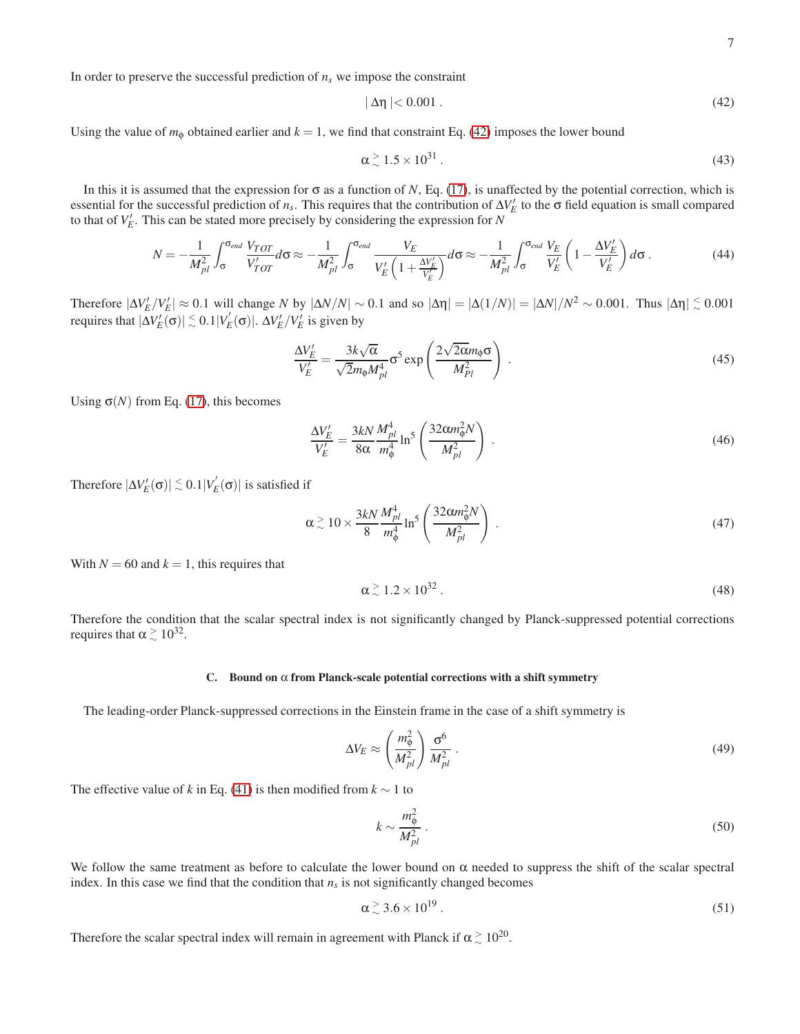In order to preserve the successful prediction of $n_s$ we impose the constraint

$$| \Delta\eta | < 0.001 \ . \tag{42}$$

Using the value of $m_\phi$ obtained earlier and $k = 1$, we find that constraint Eq. (42) imposes the lower bound

$$\alpha \gtrsim 1.5 \times 10^{31} \ . \tag{43}$$

In this it is assumed that the expression for $\sigma$ as a function of $N$, Eq. (17), is unaffected by the potential correction, which is essential for the successful prediction of $n_s$. This requires that the contribution of $\Delta V_E'$ to the $\sigma$ field equation is small compared to that of $V_E'$. This can be stated more precisely by considering the expression for $N$

$$N = -\frac{1}{M_{pl}^2} \int_{\sigma}^{\sigma_{end}} \frac{V_{TOT}}{V_{TOT}'} d\sigma \approx -\frac{1}{M_{pl}^2} \int_{\sigma}^{\sigma_{end}} \frac{V_E}{V_E'\left(1 + \frac{\Delta V_E'}{V_E'}\right)} d\sigma \approx -\frac{1}{M_{pl}^2} \int_{\sigma}^{\sigma_{end}} \frac{V_E}{V_E'} \left(1 - \frac{\Delta V_E'}{V_E'}\right) d\sigma \ . \tag{44}$$

Therefore $|\Delta V_E'/V_E'| \approx 0.1$ will change $N$ by $|\Delta N/N| \sim 0.1$ and so $|\Delta\eta| = |\Delta(1/N)| = |\Delta N|/N^2 \sim 0.001$. Thus $|\Delta\eta| \lesssim 0.001$ requires that $|\Delta V_E'(\sigma)| \lesssim 0.1|V_E'(\sigma)|$. $\Delta V_E'/V_E'$ is given by

$$\frac{\Delta V_E'}{V_E'} = \frac{3k\sqrt{\alpha}}{\sqrt{2}m_\phi M_{pl}^4} \sigma^5 \exp\left(\frac{2\sqrt{2\alpha}m_\phi \sigma}{M_{Pl}^2}\right) \ . \tag{45}$$

Using $\sigma(N)$ from Eq. (17), this becomes

$$\frac{\Delta V_E'}{V_E'} = \frac{3kN}{8\alpha} \frac{M_{pl}^4}{m_\phi^4} \ln^5\left(\frac{32\alpha m_\phi^2 N}{M_{pl}^2}\right) \ . \tag{46}$$

Therefore $|\Delta V_E'(\sigma)| \lesssim 0.1|V_E'(\sigma)|$ is satisfied if

$$\alpha \gtrsim 10 \times \frac{3kN}{8} \frac{M_{pl}^4}{m_\phi^4} \ln^5\left(\frac{32\alpha m_\phi^2 N}{M_{pl}^2}\right) \ . \tag{47}$$

With $N = 60$ and $k = 1$, this requires that

$$\alpha \gtrsim 1.2 \times 10^{32} \ . \tag{48}$$

Therefore the condition that the scalar spectral index is not significantly changed by Planck-suppressed potential corrections requires that $\alpha \gtrsim 10^{32}$.

### C. Bound on $\alpha$ from Planck-scale potential corrections with a shift symmetry

The leading-order Planck-suppressed corrections in the Einstein frame in the case of a shift symmetry is

$$\Delta V_E \approx \left(\frac{m_\phi^2}{M_{pl}^2}\right) \frac{\sigma^6}{M_{pl}^2} \ . \tag{49}$$

The effective value of $k$ in Eq. (41) is then modified from $k \sim 1$ to

$$k \sim \frac{m_\phi^2}{M_{pl}^2} \ . \tag{50}$$

We follow the same treatment as before to calculate the lower bound on $\alpha$ needed to suppress the shift of the scalar spectral index. In this case we find that the condition that $n_s$ is not significantly changed becomes

$$\alpha \gtrsim 3.6 \times 10^{19} \ . \tag{51}$$

Therefore the scalar spectral index will remain in agreement with Planck if $\alpha \gtrsim 10^{20}$.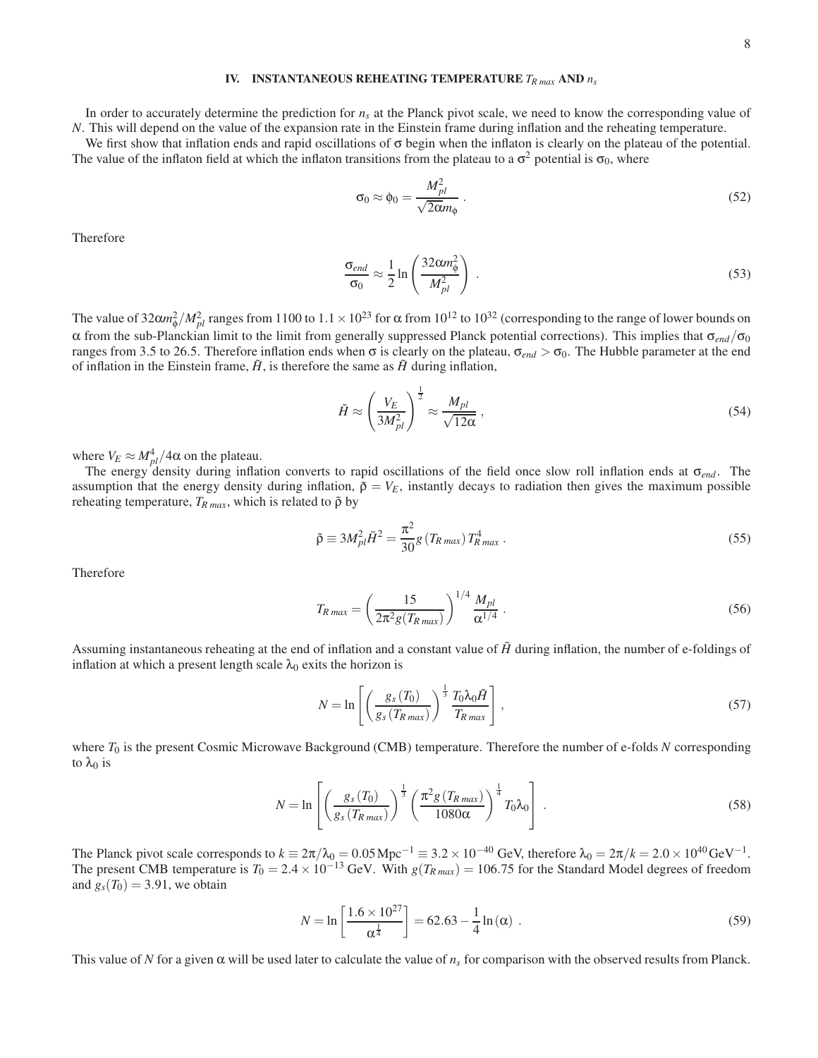## IV. INSTANTANEOUS REHEATING TEMPERATURE $T_{R\,max}$ AND $n_s$

In order to accurately determine the prediction for $n_s$ at the Planck pivot scale, we need to know the corresponding value of $N$. This will depend on the value of the expansion rate in the Einstein frame during inflation and the reheating temperature.

We first show that inflation ends and rapid oscillations of $\sigma$ begin when the inflaton is clearly on the plateau of the potential. The value of the inflaton field at which the inflaton transitions from the plateau to a $\sigma^2$ potential is $\sigma_0$, where

$$\sigma_0 \approx \phi_0 = \frac{M_{pl}^2}{\sqrt{2\alpha} m_\phi} \ . \tag{52}$$

Therefore

$$\frac{\sigma_{end}}{\sigma_0} \approx \frac{1}{2} \ln\left(\frac{32\alpha m_\phi^2}{M_{pl}^2}\right) \ . \tag{53}$$

The value of $32\alpha m_\phi^2/M_{pl}^2$ ranges from 1100 to $1.1\times10^{23}$ for $\alpha$ from $10^{12}$ to $10^{32}$ (corresponding to the range of lower bounds on $\alpha$ from the sub-Planckian limit to the limit from generally suppressed Planck potential corrections). This implies that $\sigma_{end}/\sigma_0$ ranges from 3.5 to 26.5. Therefore inflation ends when $\sigma$ is clearly on the plateau, $\sigma_{end} > \sigma_0$. The Hubble parameter at the end of inflation in the Einstein frame, $\tilde{H}$, is therefore the same as $\tilde{H}$ during inflation,

$$\tilde{H} \approx \left(\frac{V_E}{3M_{pl}^2}\right)^{\frac{1}{2}} \approx \frac{M_{pl}}{\sqrt{12\alpha}} \ , \tag{54}$$

where $V_E \approx M_{pl}^4/4\alpha$ on the plateau.

The energy density during inflation converts to rapid oscillations of the field once slow roll inflation ends at $\sigma_{end}$. The assumption that the energy density during inflation, $\tilde{\rho} = V_E$, instantly decays to radiation then gives the maximum possible reheating temperature, $T_{R\,max}$, which is related to $\tilde{\rho}$ by

$$\tilde{\rho} \equiv 3M_{pl}^2\tilde{H}^2 = \frac{\pi^2}{30} g\left(T_{R\,max}\right) T_{R\,max}^4 \ . \tag{55}$$

Therefore

$$T_{R\,max} = \left(\frac{15}{2\pi^2 g(T_{R\,max})}\right)^{1/4} \frac{M_{pl}}{\alpha^{1/4}} \ . \tag{56}$$

Assuming instantaneous reheating at the end of inflation and a constant value of $\tilde{H}$ during inflation, the number of e-foldings of inflation at which a present length scale $\lambda_0$ exits the horizon is

$$N = \ln\left[\left(\frac{g_s\left(T_0\right)}{g_s\left(T_{R\,max}\right)}\right)^{\frac{1}{3}} \frac{T_0 \lambda_0 \tilde{H}}{T_{R\,max}}\right] , \tag{57}$$

where $T_0$ is the present Cosmic Microwave Background (CMB) temperature. Therefore the number of e-folds $N$ corresponding to $\lambda_0$ is

$$N = \ln\left[\left(\frac{g_s\left(T_0\right)}{g_s\left(T_{R\,max}\right)}\right)^{\frac{1}{3}} \left(\frac{\pi^2 g\left(T_{R\,max}\right)}{1080\alpha}\right)^{\frac{1}{4}} T_0 \lambda_0\right] \ . \tag{58}$$

The Planck pivot scale corresponds to $k \equiv 2\pi/\lambda_0 = 0.05\,\text{Mpc}^{-1} \equiv 3.2\times10^{-40}$ GeV, therefore $\lambda_0 = 2\pi/k = 2.0\times10^{40}\,\text{GeV}^{-1}$. The present CMB temperature is $T_0 = 2.4\times10^{-13}$ GeV. With $g(T_{R\,max}) = 106.75$ for the Standard Model degrees of freedom and $g_s(T_0) = 3.91$, we obtain

$$N = \ln\left[\frac{1.6\times10^{27}}{\alpha^{\frac{1}{4}}}\right] = 62.63 - \frac{1}{4}\ln\left(\alpha\right) \ . \tag{59}$$

This value of $N$ for a given $\alpha$ will be used later to calculate the value of $n_s$ for comparison with the observed results from Planck.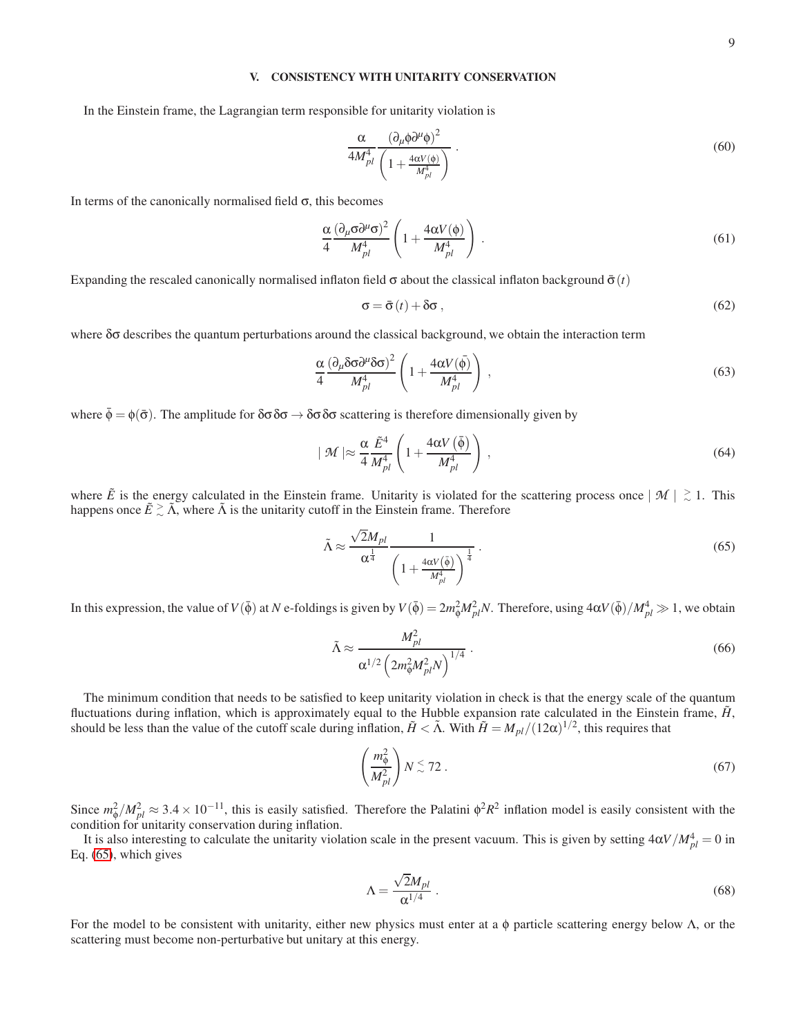## V. CONSISTENCY WITH UNITARITY CONSERVATION

In the Einstein frame, the Lagrangian term responsible for unitarity violation is

$$\frac{\alpha}{4M_{pl}^4}\frac{\left(\partial_\mu\phi\partial^\mu\phi\right)^2}{\left(1+\frac{4\alpha V(\phi)}{M_{pl}^4}\right)} \,. \tag{60}$$

In terms of the canonically normalised field $\sigma$, this becomes

$$\frac{\alpha}{4}\frac{\left(\partial_\mu\sigma\partial^\mu\sigma\right)^2}{M_{pl}^4}\left(1+\frac{4\alpha V(\phi)}{M_{pl}^4}\right) \,. \tag{61}$$

Expanding the rescaled canonically normalised inflaton field $\sigma$ about the classical inflaton background $\bar{\sigma}(t)$

$$\sigma = \bar{\sigma}(t) + \delta\sigma \,, \tag{62}$$

where $\delta\sigma$ describes the quantum perturbations around the classical background, we obtain the interaction term

$$\frac{\alpha}{4}\frac{\left(\partial_\mu\delta\sigma\partial^\mu\delta\sigma\right)^2}{M_{pl}^4}\left(1+\frac{4\alpha V(\bar{\phi})}{M_{pl}^4}\right) \,, \tag{63}$$

where $\bar{\phi} = \phi(\bar{\sigma})$. The amplitude for $\delta\sigma\delta\sigma \rightarrow \delta\sigma\delta\sigma$ scattering is therefore dimensionally given by

$$\mid \mathcal{M} \mid \approx \frac{\alpha}{4}\frac{\tilde{E}^4}{M_{pl}^4}\left(1+\frac{4\alpha V\left(\bar{\phi}\right)}{M_{pl}^4}\right) \,, \tag{64}$$

where $\tilde{E}$ is the energy calculated in the Einstein frame. Unitarity is violated for the scattering process once $\mid \mathcal{M} \mid \gtrsim 1$. This happens once $\tilde{E} \gtrsim \tilde{\Lambda}$, where $\tilde{\Lambda}$ is the unitarity cutoff in the Einstein frame. Therefore

$$\tilde{\Lambda} \approx \frac{\sqrt{2}M_{pl}}{\alpha^{\frac{1}{4}}}\frac{1}{\left(1+\frac{4\alpha V\left(\bar{\phi}\right)}{M_{pl}^4}\right)^{\frac{1}{4}}} \,. \tag{65}$$

In this expression, the value of $V(\bar{\phi})$ at $N$ e-foldings is given by $V(\bar{\phi}) = 2m_\phi^2 M_{pl}^2 N$. Therefore, using $4\alpha V(\bar{\phi})/M_{pl}^4 \gg 1$, we obtain

$$\tilde{\Lambda} \approx \frac{M_{pl}^2}{\alpha^{1/2}\left(2m_\phi^2 M_{pl}^2 N\right)^{1/4}} \,. \tag{66}$$

The minimum condition that needs to be satisfied to keep unitarity violation in check is that the energy scale of the quantum fluctuations during inflation, which is approximately equal to the Hubble expansion rate calculated in the Einstein frame, $\tilde{H}$, should be less than the value of the cutoff scale during inflation, $\tilde{H} < \tilde{\Lambda}$. With $\tilde{H} = M_{pl}/(12\alpha)^{1/2}$, this requires that

$$\left(\frac{m_\phi^2}{M_{pl}^2}\right)N \lesssim 72 \,. \tag{67}$$

Since $m_\phi^2/M_{pl}^2 \approx 3.4\times 10^{-11}$, this is easily satisfied. Therefore the Palatini $\phi^2 R^2$ inflation model is easily consistent with the condition for unitarity conservation during inflation.

It is also interesting to calculate the unitarity violation scale in the present vacuum. This is given by setting $4\alpha V/M_{pl}^4 = 0$ in Eq. (65), which gives

$$\Lambda = \frac{\sqrt{2}M_{pl}}{\alpha^{1/4}} \,. \tag{68}$$

For the model to be consistent with unitarity, either new physics must enter at a $\phi$ particle scattering energy below $\Lambda$, or the scattering must become non-perturbative but unitary at this energy.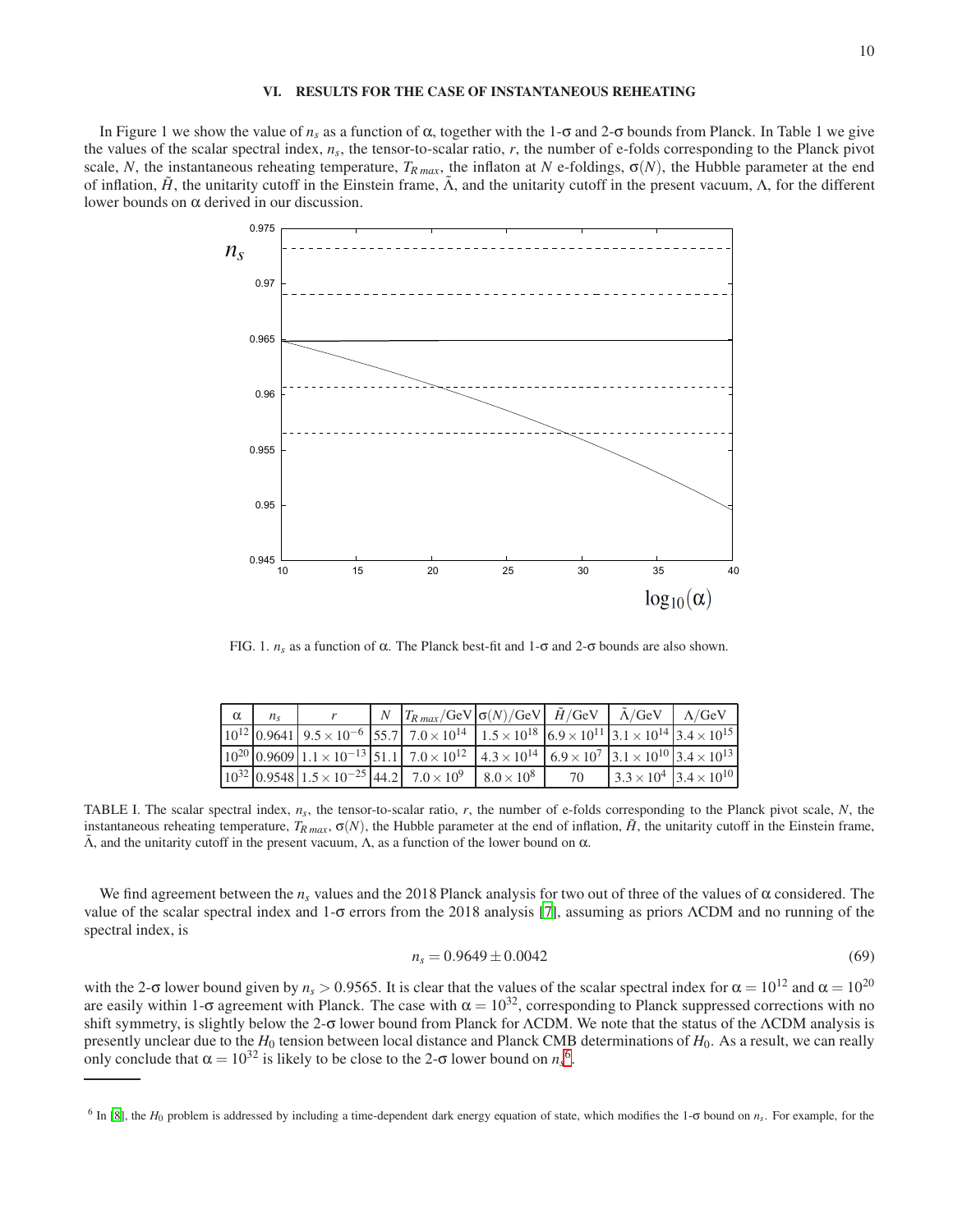## VI. RESULTS FOR THE CASE OF INSTANTANEOUS REHEATING

In Figure 1 we show the value of $n_s$ as a function of $\alpha$, together with the 1-$\sigma$ and 2-$\sigma$ bounds from Planck. In Table 1 we give the values of the scalar spectral index, $n_s$, the tensor-to-scalar ratio, $r$, the number of e-folds corresponding to the Planck pivot scale, $N$, the instantaneous reheating temperature, $T_{R\,max}$, the inflaton at $N$ e-foldings, $\sigma(N)$, the Hubble parameter at the end of inflation, $\tilde{H}$, the unitarity cutoff in the Einstein frame, $\tilde{\Lambda}$, and the unitarity cutoff in the present vacuum, $\Lambda$, for the different lower bounds on $\alpha$ derived in our discussion.

FIG. 1. $n_s$ as a function of $\alpha$. The Planck best-fit and 1-$\sigma$ and 2-$\sigma$ bounds are also shown.

| $\alpha$ | $n_s$ | $r$ | $N$ | $T_{R\,max}$/GeV | $\sigma(N)$/GeV | $\tilde{H}$/GeV | $\tilde{\Lambda}$/GeV | $\Lambda$/GeV |
|---|---|---|---|---|---|---|---|---|
| $10^{12}$ | 0.9641 | $9.5\times10^{-6}$ | 55.7 | $7.0\times10^{14}$ | $1.5\times10^{18}$ | $6.9\times10^{11}$ | $3.1\times10^{14}$ | $3.4\times10^{15}$ |
| $10^{20}$ | 0.9609 | $1.1\times10^{-13}$ | 51.1 | $7.0\times10^{12}$ | $4.3\times10^{14}$ | $6.9\times10^{7}$ | $3.1\times10^{10}$ | $3.4\times10^{13}$ |
| $10^{32}$ | 0.9548 | $1.5\times10^{-25}$ | 44.2 | $7.0\times10^{9}$ | $8.0\times10^{8}$ | 70 | $3.3\times10^{4}$ | $3.4\times10^{10}$ |

TABLE I. The scalar spectral index, $n_s$, the tensor-to-scalar ratio, $r$, the number of e-folds corresponding to the Planck pivot scale, $N$, the instantaneous reheating temperature, $T_{R\,max}$, $\sigma(N)$, the Hubble parameter at the end of inflation, $\tilde{H}$, the unitarity cutoff in the Einstein frame, $\tilde{\Lambda}$, and the unitarity cutoff in the present vacuum, $\Lambda$, as a function of the lower bound on $\alpha$.

We find agreement between the $n_s$ values and the 2018 Planck analysis for two out of three of the values of $\alpha$ considered. The value of the scalar spectral index and 1-$\sigma$ errors from the 2018 analysis [7], assuming as priors $\Lambda$CDM and no running of the spectral index, is

$$n_s = 0.9649 \pm 0.0042 \tag{69}$$

with the 2-$\sigma$ lower bound given by $n_s > 0.9565$. It is clear that the values of the scalar spectral index for $\alpha = 10^{12}$ and $\alpha = 10^{20}$ are easily within 1-$\sigma$ agreement with Planck. The case with $\alpha = 10^{32}$, corresponding to Planck suppressed corrections with no shift symmetry, is slightly below the 2-$\sigma$ lower bound from Planck for $\Lambda$CDM. We note that the status of the $\Lambda$CDM analysis is presently unclear due to the $H_0$ tension between local distance and Planck CMB determinations of $H_0$. As a result, we can really only conclude that $\alpha = 10^{32}$ is likely to be close to the 2-$\sigma$ lower bound on $n_s$[6].

[6] In [8], the $H_0$ problem is addressed by including a time-dependent dark energy equation of state, which modifies the 1-$\sigma$ bound on $n_s$. For example, for the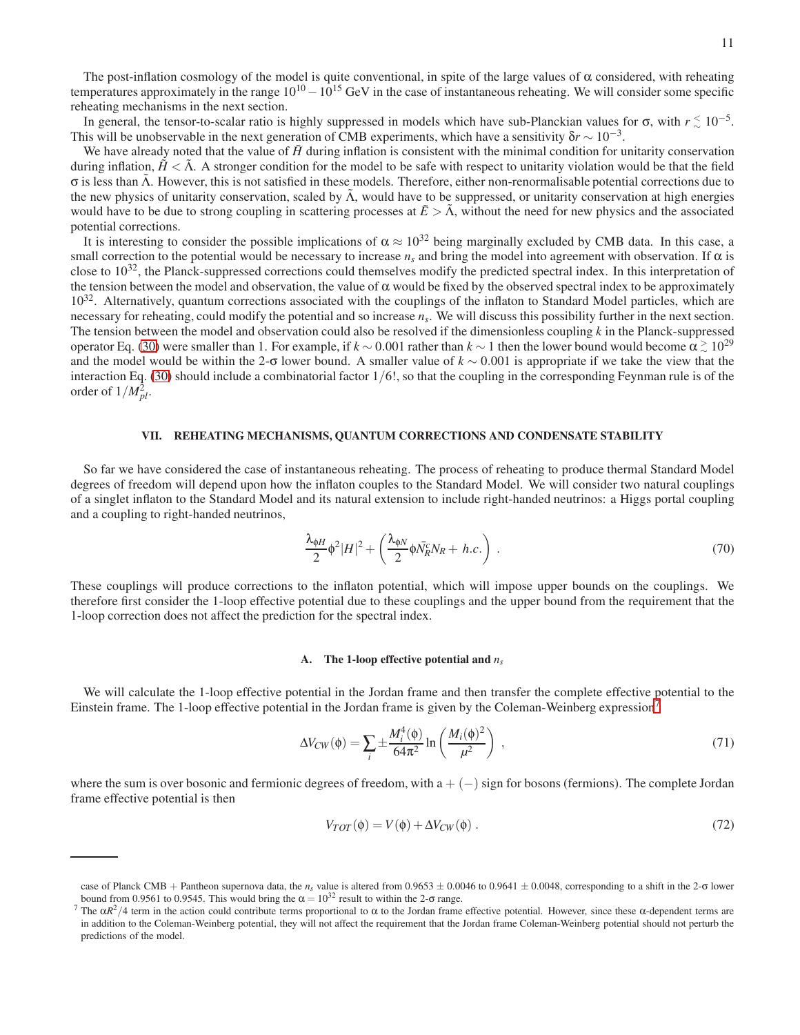The post-inflation cosmology of the model is quite conventional, in spite of the large values of $\alpha$ considered, with reheating temperatures approximately in the range $10^{10} - 10^{15}$ GeV in the case of instantaneous reheating. We will consider some specific reheating mechanisms in the next section.

In general, the tensor-to-scalar ratio is highly suppressed in models which have sub-Planckian values for $\sigma$, with $r \lesssim 10^{-5}$. This will be unobservable in the next generation of CMB experiments, which have a sensitivity $\delta r \sim 10^{-3}$.

We have already noted that the value of $\tilde{H}$ during inflation is consistent with the minimal condition for unitarity conservation during inflation, $\tilde{H} < \tilde{\Lambda}$. A stronger condition for the model to be safe with respect to unitarity violation would be that the field $\sigma$ is less than $\tilde{\Lambda}$. However, this is not satisfied in these models. Therefore, either non-renormalisable potential corrections due to the new physics of unitarity conservation, scaled by $\tilde{\Lambda}$, would have to be suppressed, or unitarity conservation at high energies would have to be due to strong coupling in scattering processes at $\tilde{E} > \tilde{\Lambda}$, without the need for new physics and the associated potential corrections.

It is interesting to consider the possible implications of $\alpha \approx 10^{32}$ being marginally excluded by CMB data. In this case, a small correction to the potential would be necessary to increase $n_s$ and bring the model into agreement with observation. If $\alpha$ is close to $10^{32}$, the Planck-suppressed corrections could themselves modify the predicted spectral index. In this interpretation of the tension between the model and observation, the value of $\alpha$ would be fixed by the observed spectral index to be approximately $10^{32}$. Alternatively, quantum corrections associated with the couplings of the inflaton to Standard Model particles, which are necessary for reheating, could modify the potential and so increase $n_s$. We will discuss this possibility further in the next section. The tension between the model and observation could also be resolved if the dimensionless coupling $k$ in the Planck-suppressed operator Eq. (30) were smaller than 1. For example, if $k \sim 0.001$ rather than $k \sim 1$ then the lower bound would become $\alpha \gtrsim 10^{29}$ and the model would be within the 2-$\sigma$ lower bound. A smaller value of $k \sim 0.001$ is appropriate if we take the view that the interaction Eq. (30) should include a combinatorial factor $1/6!$, so that the coupling in the corresponding Feynman rule is of the order of $1/M_{pl}^2$.

## VII. REHEATING MECHANISMS, QUANTUM CORRECTIONS AND CONDENSATE STABILITY

So far we have considered the case of instantaneous reheating. The process of reheating to produce thermal Standard Model degrees of freedom will depend upon how the inflaton couples to the Standard Model. We will consider two natural couplings of a singlet inflaton to the Standard Model and its natural extension to include right-handed neutrinos: a Higgs portal coupling and a coupling to right-handed neutrinos,

$$\frac{\lambda_{\phi H}}{2}\phi^2|H|^2 + \left(\frac{\lambda_{\phi N}}{2}\phi\bar{N_R^c}N_R + h.c.\right) . \tag{70}$$

These couplings will produce corrections to the inflaton potential, which will impose upper bounds on the couplings. We therefore first consider the 1-loop effective potential due to these couplings and the upper bound from the requirement that the 1-loop correction does not affect the prediction for the spectral index.

### A. The 1-loop effective potential and $n_s$

We will calculate the 1-loop effective potential in the Jordan frame and then transfer the complete effective potential to the Einstein frame. The 1-loop effective potential in the Jordan frame is given by the Coleman-Weinberg expression[7]

$$\Delta V_{CW}(\phi) = \sum_i \pm \frac{M_i^4(\phi)}{64\pi^2} \ln\left(\frac{M_i(\phi)^2}{\mu^2}\right) , \tag{71}$$

where the sum is over bosonic and fermionic degrees of freedom, with a $+$ $(-)$ sign for bosons (fermions). The complete Jordan frame effective potential is then

$$V_{TOT}(\phi) = V(\phi) + \Delta V_{CW}(\phi) . \tag{72}$$

---

case of Planck CMB + Pantheon supernova data, the $n_s$ value is altered from $0.9653 \pm 0.0046$ to $0.9641 \pm 0.0048$, corresponding to a shift in the 2-$\sigma$ lower bound from 0.9561 to 0.9545. This would bring the $\alpha = 10^{32}$ result to within the 2-$\sigma$ range.

[7] The $\alpha R^2/4$ term in the action could contribute terms proportional to $\alpha$ to the Jordan frame effective potential. However, since these $\alpha$-dependent terms are in addition to the Coleman-Weinberg potential, they will not affect the requirement that the Jordan frame Coleman-Weinberg potential should not perturb the predictions of the model.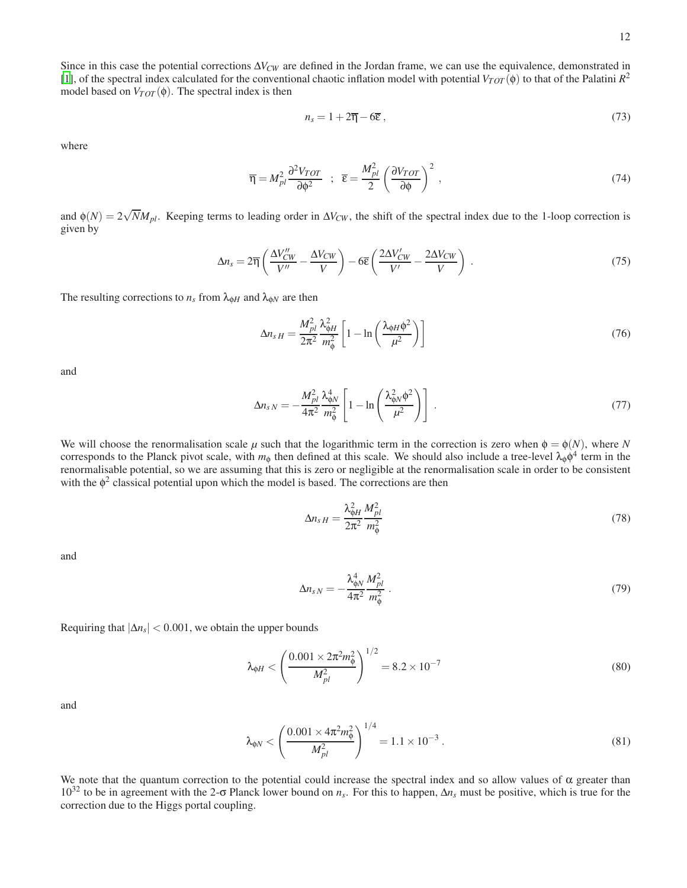Since in this case the potential corrections $\Delta V_{CW}$ are defined in the Jordan frame, we can use the equivalence, demonstrated in [1], of the spectral index calculated for the conventional chaotic inflation model with potential $V_{TOT}(\phi)$ to that of the Palatini $R^2$ model based on $V_{TOT}(\phi)$. The spectral index is then

$$n_s = 1 + 2\overline{\eta} - 6\overline{\epsilon} \,, \tag{73}$$

where

$$\overline{\eta} = M_{pl}^2 \frac{\partial^2 V_{TOT}}{\partial \phi^2} \;\; ; \;\; \overline{\epsilon} = \frac{M_{pl}^2}{2} \left( \frac{\partial V_{TOT}}{\partial \phi} \right)^2 \,, \tag{74}$$

and $\phi(N) = 2\sqrt{N} M_{pl}$. Keeping terms to leading order in $\Delta V_{CW}$, the shift of the spectral index due to the 1-loop correction is given by

$$\Delta n_s = 2\overline{\eta} \left( \frac{\Delta V_{CW}''}{V''} - \frac{\Delta V_{CW}}{V} \right) - 6\overline{\epsilon} \left( \frac{2\Delta V_{CW}'}{V'} - \frac{2\Delta V_{CW}}{V} \right) \,. \tag{75}$$

The resulting corrections to $n_s$ from $\lambda_{\phi H}$ and $\lambda_{\phi N}$ are then

$$\Delta n_{s\,H} = \frac{M_{pl}^2}{2\pi^2} \frac{\lambda_{\phi H}^2}{m_\phi^2} \left[ 1 - \ln\left( \frac{\lambda_{\phi H} \phi^2}{\mu^2} \right) \right] \tag{76}$$

and

$$\Delta n_{s\,N} = -\frac{M_{pl}^2}{4\pi^2} \frac{\lambda_{\phi N}^4}{m_\phi^2} \left[ 1 - \ln\left( \frac{\lambda_{\phi N}^2 \phi^2}{\mu^2} \right) \right] \,. \tag{77}$$

We will choose the renormalisation scale $\mu$ such that the logarithmic term in the correction is zero when $\phi = \phi(N)$, where $N$ corresponds to the Planck pivot scale, with $m_\phi$ then defined at this scale. We should also include a tree-level $\lambda_\phi \phi^4$ term in the renormalisable potential, so we are assuming that this is zero or negligible at the renormalisation scale in order to be consistent with the $\phi^2$ classical potential upon which the model is based. The corrections are then

$$\Delta n_{s\,H} = \frac{\lambda_{\phi H}^2}{2\pi^2} \frac{M_{pl}^2}{m_\phi^2} \tag{78}$$

and

$$\Delta n_{s\,N} = -\frac{\lambda_{\phi N}^4}{4\pi^2} \frac{M_{pl}^2}{m_\phi^2} \,. \tag{79}$$

Requiring that $|\Delta n_s| < 0.001$, we obtain the upper bounds

$$\lambda_{\phi H} < \left( \frac{0.001 \times 2\pi^2 m_\phi^2}{M_{pl}^2} \right)^{1/2} = 8.2 \times 10^{-7} \tag{80}$$

and

$$\lambda_{\phi N} < \left( \frac{0.001 \times 4\pi^2 m_\phi^2}{M_{pl}^2} \right)^{1/4} = 1.1 \times 10^{-3} \,. \tag{81}$$

We note that the quantum correction to the potential could increase the spectral index and so allow values of $\alpha$ greater than $10^{32}$ to be in agreement with the 2-$\sigma$ Planck lower bound on $n_s$. For this to happen, $\Delta n_s$ must be positive, which is true for the correction due to the Higgs portal coupling.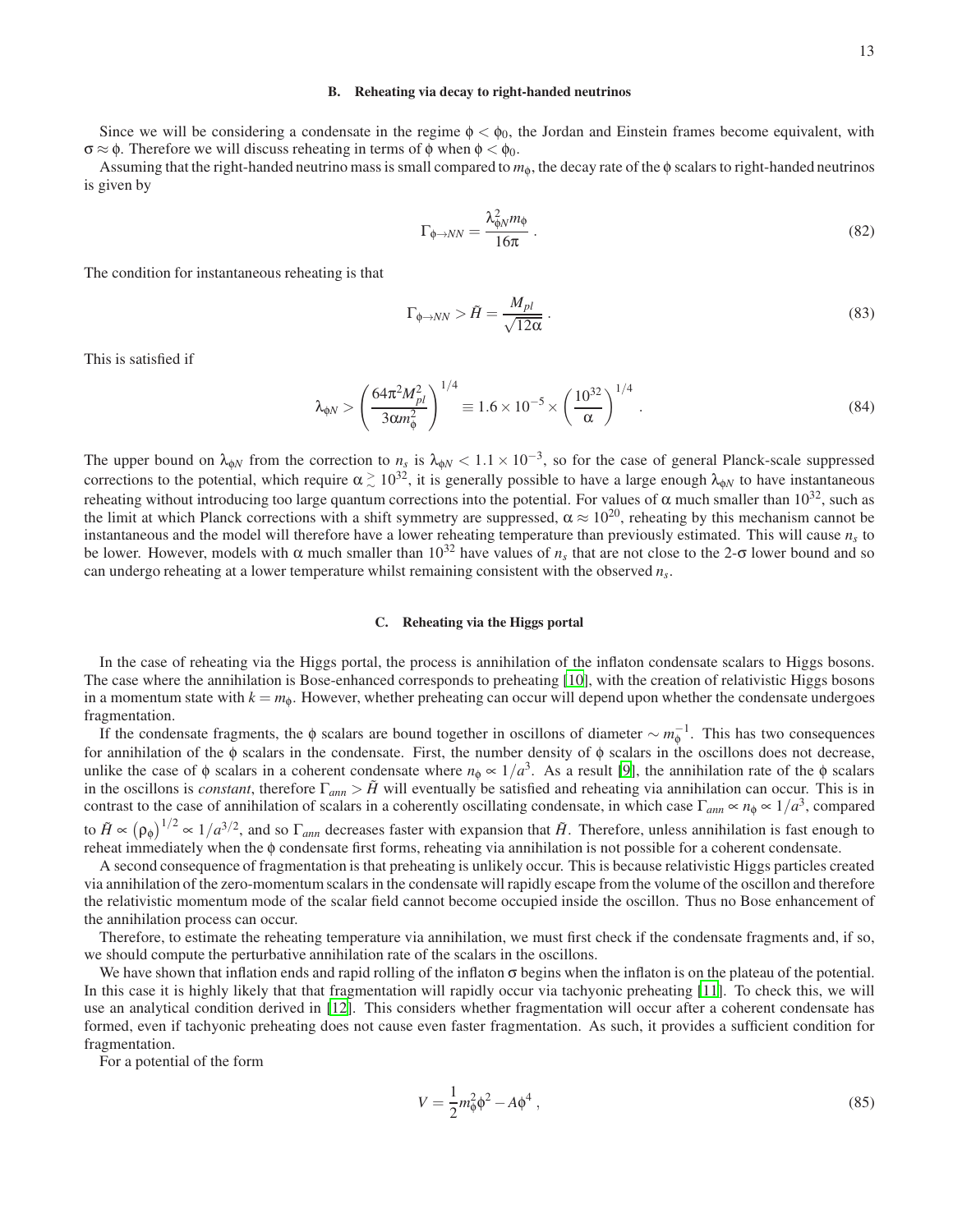### B. Reheating via decay to right-handed neutrinos

Since we will be considering a condensate in the regime $\phi < \phi_0$, the Jordan and Einstein frames become equivalent, with $\sigma \approx \phi$. Therefore we will discuss reheating in terms of $\phi$ when $\phi < \phi_0$.

Assuming that the right-handed neutrino mass is small compared to $m_\phi$, the decay rate of the $\phi$ scalars to right-handed neutrinos is given by

$$\Gamma_{\phi \rightarrow NN} = \frac{\lambda_{\phi N}^2 m_\phi}{16\pi} . \tag{82}$$

The condition for instantaneous reheating is that

$$\Gamma_{\phi \rightarrow NN} > \tilde{H} = \frac{M_{pl}}{\sqrt{12\alpha}} . \tag{83}$$

This is satisfied if

$$\lambda_{\phi N} > \left( \frac{64\pi^2 M_{pl}^2}{3\alpha m_\phi^2} \right)^{1/4} \equiv 1.6 \times 10^{-5} \times \left( \frac{10^{32}}{\alpha} \right)^{1/4} . \tag{84}$$

The upper bound on $\lambda_{\phi N}$ from the correction to $n_s$ is $\lambda_{\phi N} < 1.1 \times 10^{-3}$, so for the case of general Planck-scale suppressed corrections to the potential, which require $\alpha \gtrsim 10^{32}$, it is generally possible to have a large enough $\lambda_{\phi N}$ to have instantaneous reheating without introducing too large quantum corrections into the potential. For values of $\alpha$ much smaller than $10^{32}$, such as the limit at which Planck corrections with a shift symmetry are suppressed, $\alpha \approx 10^{20}$, reheating by this mechanism cannot be instantaneous and the model will therefore have a lower reheating temperature than previously estimated. This will cause $n_s$ to be lower. However, models with $\alpha$ much smaller than $10^{32}$ have values of $n_s$ that are not close to the 2-$\sigma$ lower bound and so can undergo reheating at a lower temperature whilst remaining consistent with the observed $n_s$.

### C. Reheating via the Higgs portal

In the case of reheating via the Higgs portal, the process is annihilation of the inflaton condensate scalars to Higgs bosons. The case where the annihilation is Bose-enhanced corresponds to preheating [10], with the creation of relativistic Higgs bosons in a momentum state with $k = m_\phi$. However, whether preheating can occur will depend upon whether the condensate undergoes fragmentation.

If the condensate fragments, the $\phi$ scalars are bound together in oscillons of diameter $\sim m_\phi^{-1}$. This has two consequences for annihilation of the $\phi$ scalars in the condensate. First, the number density of $\phi$ scalars in the oscillons does not decrease, unlike the case of $\phi$ scalars in a coherent condensate where $n_\phi \propto 1/a^3$. As a result [9], the annihilation rate of the $\phi$ scalars in the oscillons is *constant*, therefore $\Gamma_{ann} > \tilde{H}$ will eventually be satisfied and reheating via annihilation can occur. This is in contrast to the case of annihilation of scalars in a coherently oscillating condensate, in which case $\Gamma_{ann} \propto n_\phi \propto 1/a^3$, compared to $\tilde{H} \propto (\rho_\phi)^{1/2} \propto 1/a^{3/2}$, and so $\Gamma_{ann}$ decreases faster with expansion that $\tilde{H}$. Therefore, unless annihilation is fast enough to reheat immediately when the $\phi$ condensate first forms, reheating via annihilation is not possible for a coherent condensate.

A second consequence of fragmentation is that preheating is unlikely occur. This is because relativistic Higgs particles created via annihilation of the zero-momentum scalars in the condensate will rapidly escape from the volume of the oscillon and therefore the relativistic momentum mode of the scalar field cannot become occupied inside the oscillon. Thus no Bose enhancement of the annihilation process can occur.

Therefore, to estimate the reheating temperature via annihilation, we must first check if the condensate fragments and, if so, we should compute the perturbative annihilation rate of the scalars in the oscillons.

We have shown that inflation ends and rapid rolling of the inflaton $\sigma$ begins when the inflaton is on the plateau of the potential. In this case it is highly likely that that fragmentation will rapidly occur via tachyonic preheating [11]. To check this, we will use an analytical condition derived in [12]. This considers whether fragmentation will occur after a coherent condensate has formed, even if tachyonic preheating does not cause even faster fragmentation. As such, it provides a sufficient condition for fragmentation.

For a potential of the form

$$V = \frac{1}{2} m_\phi^2 \phi^2 - A\phi^4 , \tag{85}$$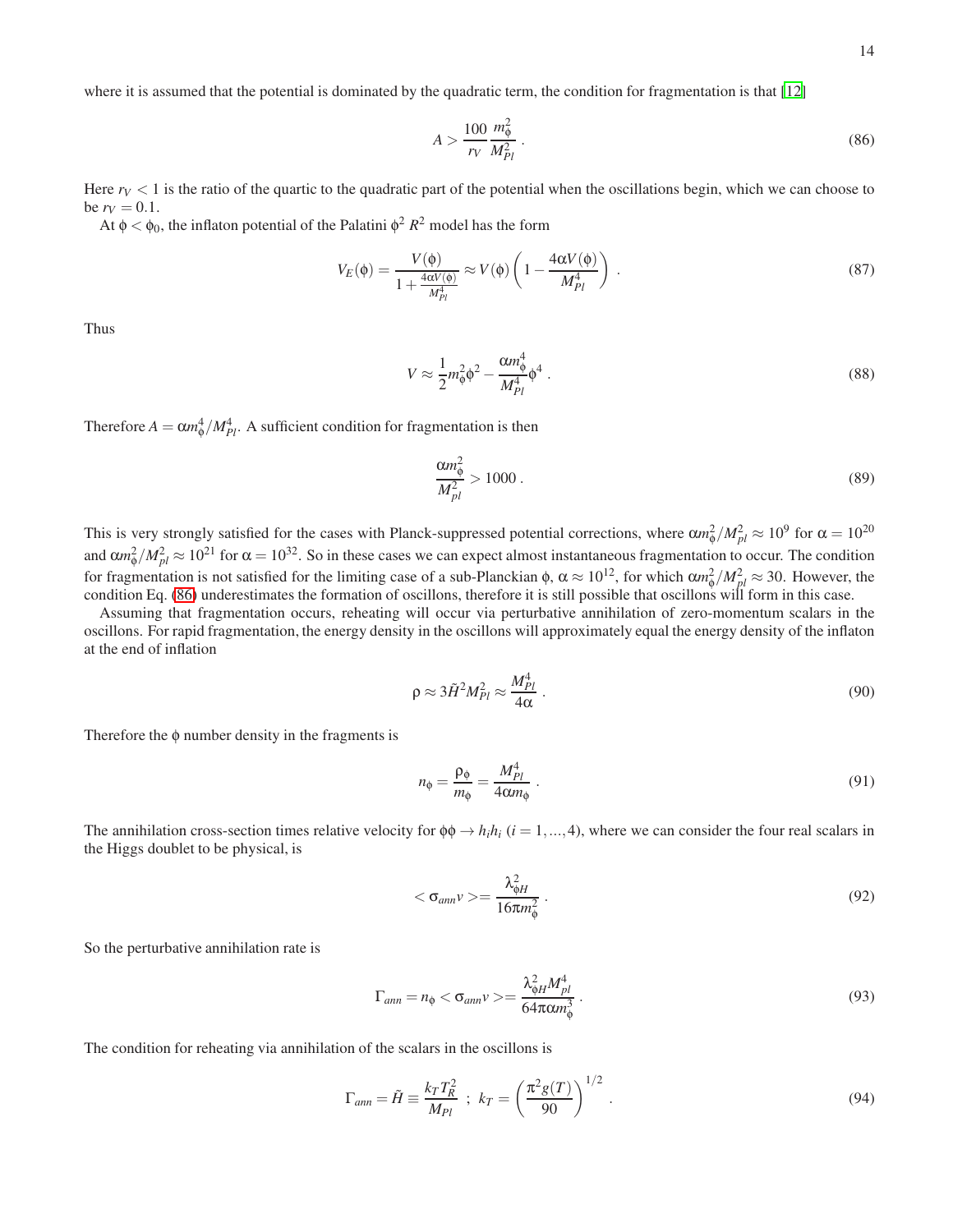where it is assumed that the potential is dominated by the quadratic term, the condition for fragmentation is that [12]

$$A > \frac{100}{r_V} \frac{m_\phi^2}{M_{Pl}^2} . \tag{86}$$

Here $r_V < 1$ is the ratio of the quartic to the quadratic part of the potential when the oscillations begin, which we can choose to be $r_V = 0.1$.

At $\phi < \phi_0$, the inflaton potential of the Palatini $\phi^2 R^2$ model has the form

$$V_E(\phi) = \frac{V(\phi)}{1 + \frac{4\alpha V(\phi)}{M_{Pl}^4}} \approx V(\phi) \left( 1 - \frac{4\alpha V(\phi)}{M_{Pl}^4} \right) . \tag{87}$$

Thus

$$V \approx \frac{1}{2} m_\phi^2 \phi^2 - \frac{\alpha m_\phi^4}{M_{Pl}^4} \phi^4 . \tag{88}$$

Therefore $A = \alpha m_\phi^4 / M_{Pl}^4$. A sufficient condition for fragmentation is then

$$\frac{\alpha m_\phi^2}{M_{pl}^2} > 1000 . \tag{89}$$

This is very strongly satisfied for the cases with Planck-suppressed potential corrections, where $\alpha m_\phi^2/M_{pl}^2 \approx 10^9$ for $\alpha = 10^{20}$ and $\alpha m_\phi^2/M_{pl}^2 \approx 10^{21}$ for $\alpha = 10^{32}$. So in these cases we can expect almost instantaneous fragmentation to occur. The condition for fragmentation is not satisfied for the limiting case of a sub-Planckian $\phi$, $\alpha \approx 10^{12}$, for which $\alpha m_\phi^2/M_{pl}^2 \approx 30$. However, the condition Eq. (86) underestimates the formation of oscillons, therefore it is still possible that oscillons will form in this case.

Assuming that fragmentation occurs, reheating will occur via perturbative annihilation of zero-momentum scalars in the oscillons. For rapid fragmentation, the energy density in the oscillons will approximately equal the energy density of the inflaton at the end of inflation

$$\rho \approx 3\tilde{H}^2 M_{Pl}^2 \approx \frac{M_{Pl}^4}{4\alpha} . \tag{90}$$

Therefore the $\phi$ number density in the fragments is

$$n_\phi = \frac{\rho_\phi}{m_\phi} = \frac{M_{Pl}^4}{4\alpha m_\phi} . \tag{91}$$

The annihilation cross-section times relative velocity for $\phi\phi \rightarrow h_i h_i$ ($i = 1, ..., 4$), where we can consider the four real scalars in the Higgs doublet to be physical, is

$$< \sigma_{ann} v > = \frac{\lambda_{\phi H}^2}{16\pi m_\phi^2} . \tag{92}$$

So the perturbative annihilation rate is

$$\Gamma_{ann} = n_\phi < \sigma_{ann} v > = \frac{\lambda_{\phi H}^2 M_{pl}^4}{64\pi\alpha m_\phi^3} . \tag{93}$$

The condition for reheating via annihilation of the scalars in the oscillons is

$$\Gamma_{ann} = \tilde{H} \equiv \frac{k_T T_R^2}{M_{Pl}} \;\; ; \;\; k_T = \left( \frac{\pi^2 g(T)}{90} \right)^{1/2} . \tag{94}$$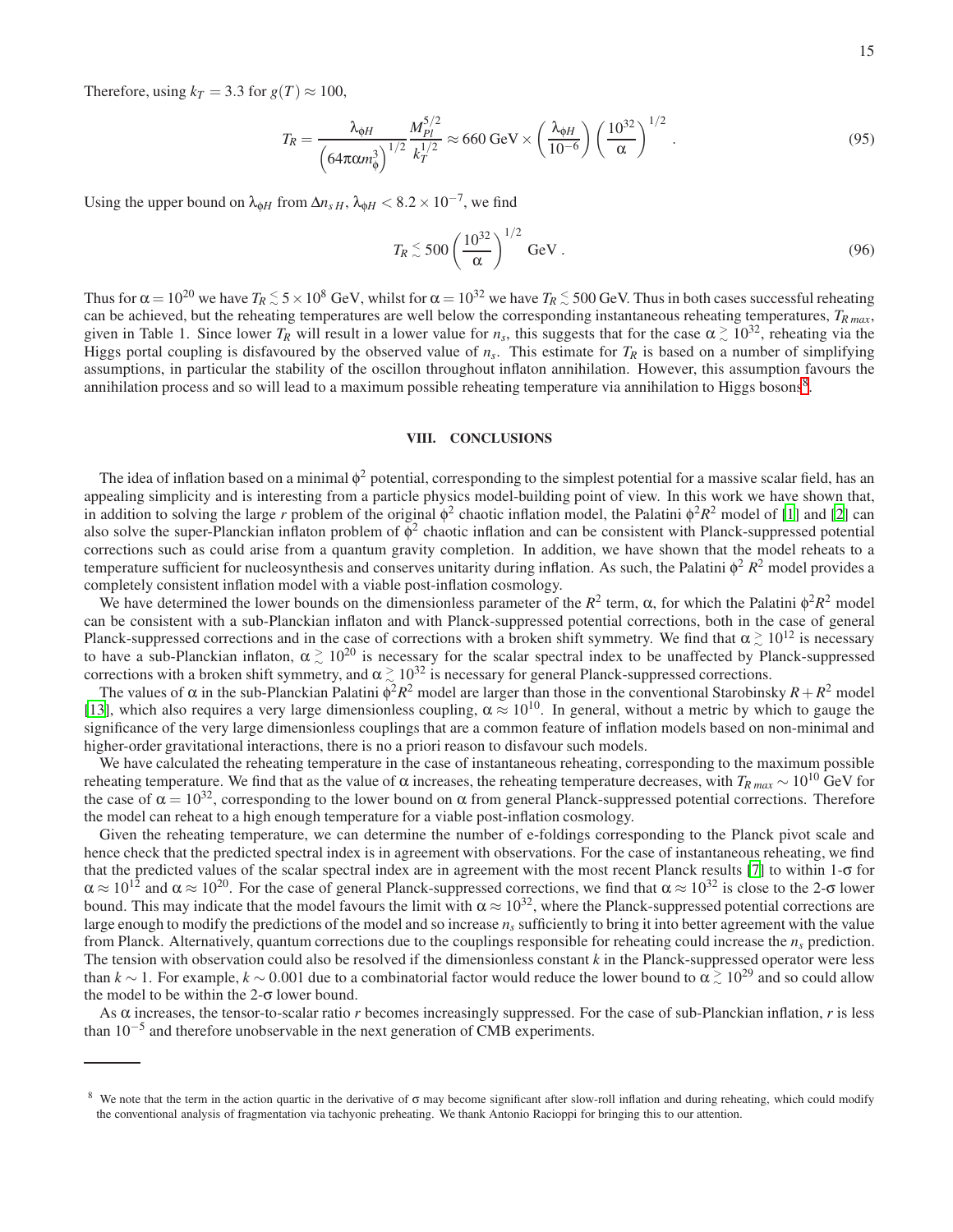Therefore, using $k_T = 3.3$ for $g(T) \approx 100$,

$$T_R = \frac{\lambda_{\phi H}}{\left(64\pi\alpha m_\phi^3\right)^{1/2}} \frac{M_{Pl}^{5/2}}{k_T^{1/2}} \approx 660 \text{ GeV} \times \left(\frac{\lambda_{\phi H}}{10^{-6}}\right)\left(\frac{10^{32}}{\alpha}\right)^{1/2} . \tag{95}$$

Using the upper bound on $\lambda_{\phi H}$ from $\Delta n_{s\,H}$, $\lambda_{\phi H} < 8.2 \times 10^{-7}$, we find

$$T_R \lesssim 500 \left(\frac{10^{32}}{\alpha}\right)^{1/2} \text{ GeV} . \tag{96}$$

Thus for $\alpha = 10^{20}$ we have $T_R \lesssim 5 \times 10^8$ GeV, whilst for $\alpha = 10^{32}$ we have $T_R \lesssim 500$ GeV. Thus in both cases successful reheating can be achieved, but the reheating temperatures are well below the corresponding instantaneous reheating temperatures, $T_{R\,max}$, given in Table 1. Since lower $T_R$ will result in a lower value for $n_s$, this suggests that for the case $\alpha \gtrsim 10^{32}$, reheating via the Higgs portal coupling is disfavoured by the observed value of $n_s$. This estimate for $T_R$ is based on a number of simplifying assumptions, in particular the stability of the oscillon throughout inflaton annihilation. However, this assumption favours the annihilation process and so will lead to a maximum possible reheating temperature via annihilation to Higgs bosons[8].

## VIII. CONCLUSIONS

The idea of inflation based on a minimal $\phi^2$ potential, corresponding to the simplest potential for a massive scalar field, has an appealing simplicity and is interesting from a particle physics model-building point of view. In this work we have shown that, in addition to solving the large $r$ problem of the original $\phi^2$ chaotic inflation model, the Palatini $\phi^2 R^2$ model of [1] and [2] can also solve the super-Planckian inflaton problem of $\phi^2$ chaotic inflation and can be consistent with Planck-suppressed potential corrections such as could arise from a quantum gravity completion. In addition, we have shown that the model reheats to a temperature sufficient for nucleosynthesis and conserves unitarity during inflation. As such, the Palatini $\phi^2$ $R^2$ model provides a completely consistent inflation model with a viable post-inflation cosmology.

We have determined the lower bounds on the dimensionless parameter of the $R^2$ term, $\alpha$, for which the Palatini $\phi^2 R^2$ model can be consistent with a sub-Planckian inflaton and with Planck-suppressed potential corrections, both in the case of general Planck-suppressed corrections and in the case of corrections with a broken shift symmetry. We find that $\alpha \gtrsim 10^{12}$ is necessary to have a sub-Planckian inflaton, $\alpha \gtrsim 10^{20}$ is necessary for the scalar spectral index to be unaffected by Planck-suppressed corrections with a broken shift symmetry, and $\alpha \gtrsim 10^{32}$ is necessary for general Planck-suppressed corrections.

The values of $\alpha$ in the sub-Planckian Palatini $\phi^2 R^2$ model are larger than those in the conventional Starobinsky $R + R^2$ model [13], which also requires a very large dimensionless coupling, $\alpha \approx 10^{10}$. In general, without a metric by which to gauge the significance of the very large dimensionless couplings that are a common feature of inflation models based on non-minimal and higher-order gravitational interactions, there is no a priori reason to disfavour such models.

We have calculated the reheating temperature in the case of instantaneous reheating, corresponding to the maximum possible reheating temperature. We find that as the value of $\alpha$ increases, the reheating temperature decreases, with $T_{R\,max} \sim 10^{10}$ GeV for the case of $\alpha = 10^{32}$, corresponding to the lower bound on $\alpha$ from general Planck-suppressed potential corrections. Therefore the model can reheat to a high enough temperature for a viable post-inflation cosmology.

Given the reheating temperature, we can determine the number of e-foldings corresponding to the Planck pivot scale and hence check that the predicted spectral index is in agreement with observations. For the case of instantaneous reheating, we find that the predicted values of the scalar spectral index are in agreement with the most recent Planck results [7] to within 1-$\sigma$ for $\alpha \approx 10^{12}$ and $\alpha \approx 10^{20}$. For the case of general Planck-suppressed corrections, we find that $\alpha \approx 10^{32}$ is close to the 2-$\sigma$ lower bound. This may indicate that the model favours the limit with $\alpha \approx 10^{32}$, where the Planck-suppressed potential corrections are large enough to modify the predictions of the model and so increase $n_s$ sufficiently to bring it into better agreement with the value from Planck. Alternatively, quantum corrections due to the couplings responsible for reheating could increase the $n_s$ prediction. The tension with observation could also be resolved if the dimensionless constant $k$ in the Planck-suppressed operator were less than $k \sim 1$. For example, $k \sim 0.001$ due to a combinatorial factor would reduce the lower bound to $\alpha \gtrsim 10^{29}$ and so could allow the model to be within the 2-$\sigma$ lower bound.

As $\alpha$ increases, the tensor-to-scalar ratio $r$ becomes increasingly suppressed. For the case of sub-Planckian inflation, $r$ is less than $10^{-5}$ and therefore unobservable in the next generation of CMB experiments.

---

[8] We note that the term in the action quartic in the derivative of $\sigma$ may become significant after slow-roll inflation and during reheating, which could modify the conventional analysis of fragmentation via tachyonic preheating. We thank Antonio Racioppi for bringing this to our attention.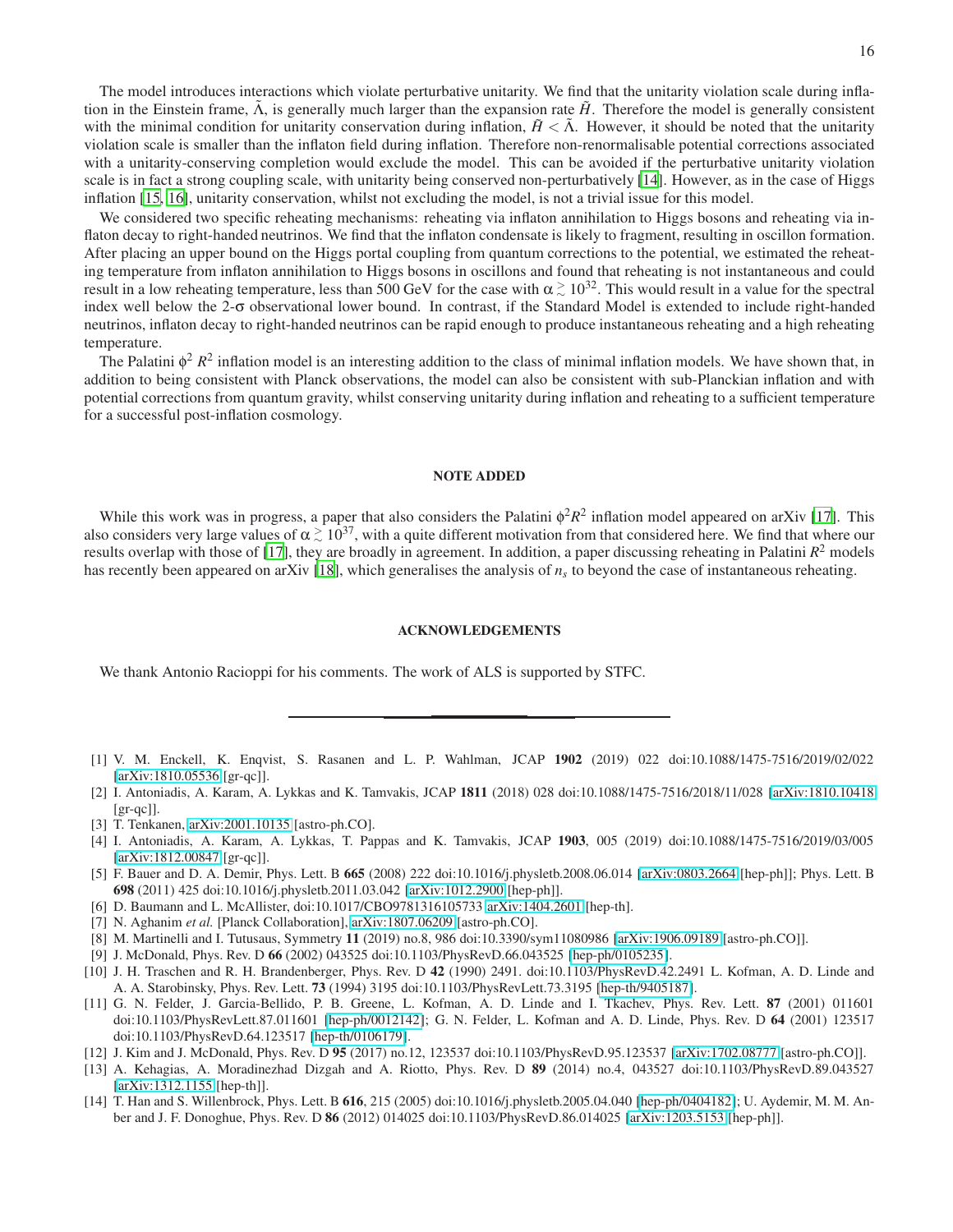The model introduces interactions which violate perturbative unitarity. We find that the unitarity violation scale during inflation in the Einstein frame, $\tilde{\Lambda}$, is generally much larger than the expansion rate $\tilde{H}$. Therefore the model is generally consistent with the minimal condition for unitarity conservation during inflation, $\tilde{H} < \tilde{\Lambda}$. However, it should be noted that the unitarity violation scale is smaller than the inflaton field during inflation. Therefore non-renormalisable potential corrections associated with a unitarity-conserving completion would exclude the model. This can be avoided if the perturbative unitarity violation scale is in fact a strong coupling scale, with unitarity being conserved non-perturbatively [14]. However, as in the case of Higgs inflation [15, 16], unitarity conservation, whilst not excluding the model, is not a trivial issue for this model.

We considered two specific reheating mechanisms: reheating via inflaton annihilation to Higgs bosons and reheating via inflaton decay to right-handed neutrinos. We find that the inflaton condensate is likely to fragment, resulting in oscillon formation. After placing an upper bound on the Higgs portal coupling from quantum corrections to the potential, we estimated the reheating temperature from inflaton annihilation to Higgs bosons in oscillons and found that reheating is not instantaneous and could result in a low reheating temperature, less than 500 GeV for the case with $\alpha \gtrsim 10^{32}$. This would result in a value for the spectral index well below the 2-$\sigma$ observational lower bound. In contrast, if the Standard Model is extended to include right-handed neutrinos, inflaton decay to right-handed neutrinos can be rapid enough to produce instantaneous reheating and a high reheating temperature.

The Palatini $\phi^2 R^2$ inflation model is an interesting addition to the class of minimal inflation models. We have shown that, in addition to being consistent with Planck observations, the model can also be consistent with sub-Planckian inflation and with potential corrections from quantum gravity, whilst conserving unitarity during inflation and reheating to a sufficient temperature for a successful post-inflation cosmology.

## NOTE ADDED

While this work was in progress, a paper that also considers the Palatini $\phi^2 R^2$ inflation model appeared on arXiv [17]. This also considers very large values of $\alpha \gtrsim 10^{37}$, with a quite different motivation from that considered here. We find that where our results overlap with those of [17], they are broadly in agreement. In addition, a paper discussing reheating in Palatini $R^2$ models has recently been appeared on arXiv [18], which generalises the analysis of $n_s$ to beyond the case of instantaneous reheating.

## ACKNOWLEDGEMENTS

We thank Antonio Racioppi for his comments. The work of ALS is supported by STFC.

---

[1] V. M. Enckell, K. Enqvist, S. Rasanen and L. P. Wahlman, JCAP **1902** (2019) 022 doi:10.1088/1475-7516/2019/02/022 [arXiv:1810.05536 [gr-qc]].

[2] I. Antoniadis, A. Karam, A. Lykkas and K. Tamvakis, JCAP **1811** (2018) 028 doi:10.1088/1475-7516/2018/11/028 [arXiv:1810.10418 [gr-qc]].

[3] T. Tenkanen, arXiv:2001.10135 [astro-ph.CO].

[4] I. Antoniadis, A. Karam, A. Lykkas, T. Pappas and K. Tamvakis, JCAP **1903**, 005 (2019) doi:10.1088/1475-7516/2019/03/005 [arXiv:1812.00847 [gr-qc]].

[5] F. Bauer and D. A. Demir, Phys. Lett. B **665** (2008) 222 doi:10.1016/j.physletb.2008.06.014 [arXiv:0803.2664 [hep-ph]]; Phys. Lett. B **698** (2011) 425 doi:10.1016/j.physletb.2011.03.042 [arXiv:1012.2900 [hep-ph]].

[6] D. Baumann and L. McAllister, doi:10.1017/CBO9781316105733 arXiv:1404.2601 [hep-th].

[7] N. Aghanim *et al.* [Planck Collaboration], arXiv:1807.06209 [astro-ph.CO].

[8] M. Martinelli and I. Tutusaus, Symmetry **11** (2019) no.8, 986 doi:10.3390/sym11080986 [arXiv:1906.09189 [astro-ph.CO]].

[9] J. McDonald, Phys. Rev. D **66** (2002) 043525 doi:10.1103/PhysRevD.66.043525 [hep-ph/0105235].

[10] J. H. Traschen and R. H. Brandenberger, Phys. Rev. D **42** (1990) 2491. doi:10.1103/PhysRevD.42.2491 L. Kofman, A. D. Linde and A. A. Starobinsky, Phys. Rev. Lett. **73** (1994) 3195 doi:10.1103/PhysRevLett.73.3195 [hep-th/9405187].

[11] G. N. Felder, J. Garcia-Bellido, P. B. Greene, L. Kofman, A. D. Linde and I. Tkachev, Phys. Rev. Lett. **87** (2001) 011601 doi:10.1103/PhysRevLett.87.011601 [hep-ph/0012142]; G. N. Felder, L. Kofman and A. D. Linde, Phys. Rev. D **64** (2001) 123517 doi:10.1103/PhysRevD.64.123517 [hep-th/0106179].

[12] J. Kim and J. McDonald, Phys. Rev. D **95** (2017) no.12, 123537 doi:10.1103/PhysRevD.95.123537 [arXiv:1702.08777 [astro-ph.CO]].

[13] A. Kehagias, A. Moradinezhad Dizgah and A. Riotto, Phys. Rev. D **89** (2014) no.4, 043527 doi:10.1103/PhysRevD.89.043527 [arXiv:1312.1155 [hep-th]].

[14] T. Han and S. Willenbrock, Phys. Lett. B **616**, 215 (2005) doi:10.1016/j.physletb.2005.04.040 [hep-ph/0404182]; U. Aydemir, M. M. Anber and J. F. Donoghue, Phys. Rev. D **86** (2012) 014025 doi:10.1103/PhysRevD.86.014025 [arXiv:1203.5153 [hep-ph]].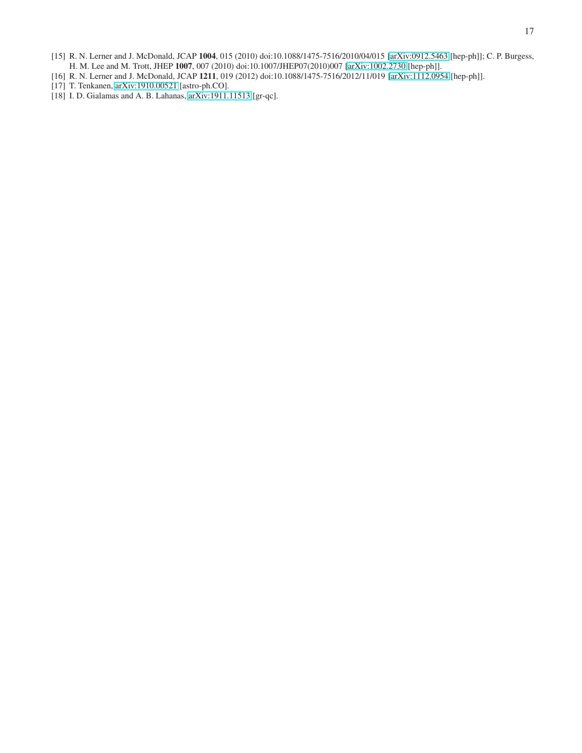[15] R. N. Lerner and J. McDonald, JCAP **1004**, 015 (2010) doi:10.1088/1475-7516/2010/04/015 [arXiv:0912.5463 [hep-ph]]; C. P. Burgess, H. M. Lee and M. Trott, JHEP **1007**, 007 (2010) doi:10.1007/JHEP07(2010)007 [arXiv:1002.2730 [hep-ph]].

[16] R. N. Lerner and J. McDonald, JCAP **1211**, 019 (2012) doi:10.1088/1475-7516/2012/11/019 [arXiv:1112.0954 [hep-ph]].

[17] T. Tenkanen, arXiv:1910.00521 [astro-ph.CO].

[18] I. D. Gialamas and A. B. Lahanas, arXiv:1911.11513 [gr-qc].